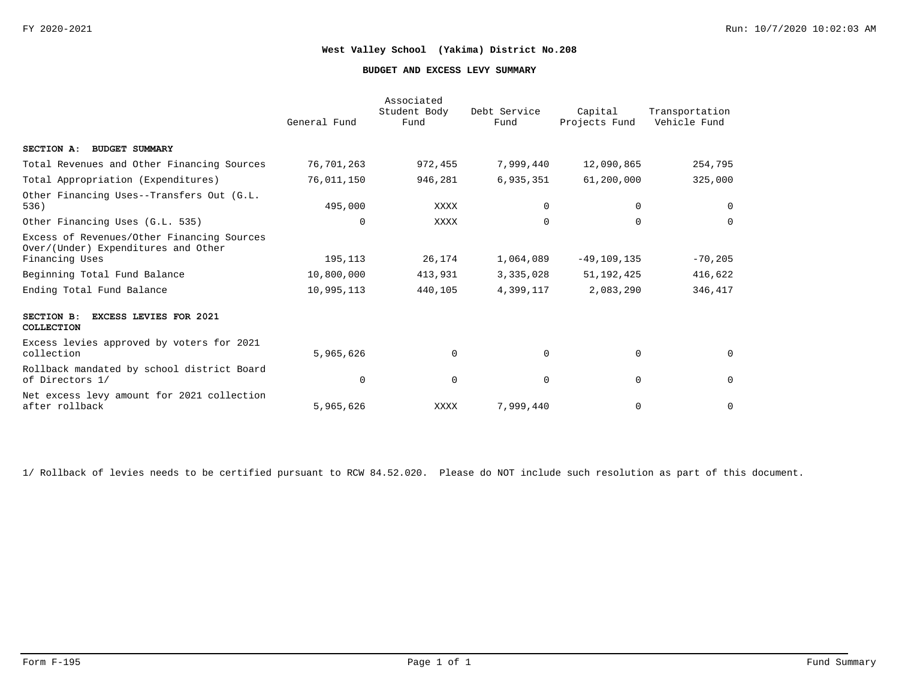FY 2020-2021

Run: 10/7/2020 10:02:03 AM

**West Valley School (Yakima) District No.208**

**BUDGET AND EXCESS LEVY SUMMARY**

| | General Fund | Associated Student Body Fund | Debt Service Fund | Capital Projects Fund | Transportation Vehicle Fund |
|---|---|---|---|---|---|
| **SECTION A: BUDGET SUMMARY** | | | | | |
| Total Revenues and Other Financing Sources | 76,701,263 | 972,455 | 7,999,440 | 12,090,865 | 254,795 |
| Total Appropriation (Expenditures) | 76,011,150 | 946,281 | 6,935,351 | 61,200,000 | 325,000 |
| Other Financing Uses--Transfers Out (G.L. 536) | 495,000 | XXXX | 0 | 0 | 0 |
| Other Financing Uses (G.L. 535) | 0 | XXXX | 0 | 0 | 0 |
| Excess of Revenues/Other Financing Sources Over/(Under) Expenditures and Other Financing Uses | 195,113 | 26,174 | 1,064,089 | -49,109,135 | -70,205 |
| Beginning Total Fund Balance | 10,800,000 | 413,931 | 3,335,028 | 51,192,425 | 416,622 |
| Ending Total Fund Balance | 10,995,113 | 440,105 | 4,399,117 | 2,083,290 | 346,417 |
| **SECTION B: EXCESS LEVIES FOR 2021 COLLECTION** | | | | | |
| Excess levies approved by voters for 2021 collection | 5,965,626 | 0 | 0 | 0 | 0 |
| Rollback mandated by school district Board of Directors 1/ | 0 | 0 | 0 | 0 | 0 |
| Net excess levy amount for 2021 collection after rollback | 5,965,626 | XXXX | 7,999,440 | 0 | 0 |

1/ Rollback of levies needs to be certified pursuant to RCW 84.52.020. Please do NOT include such resolution as part of this document.

Form F-195

Fund Summary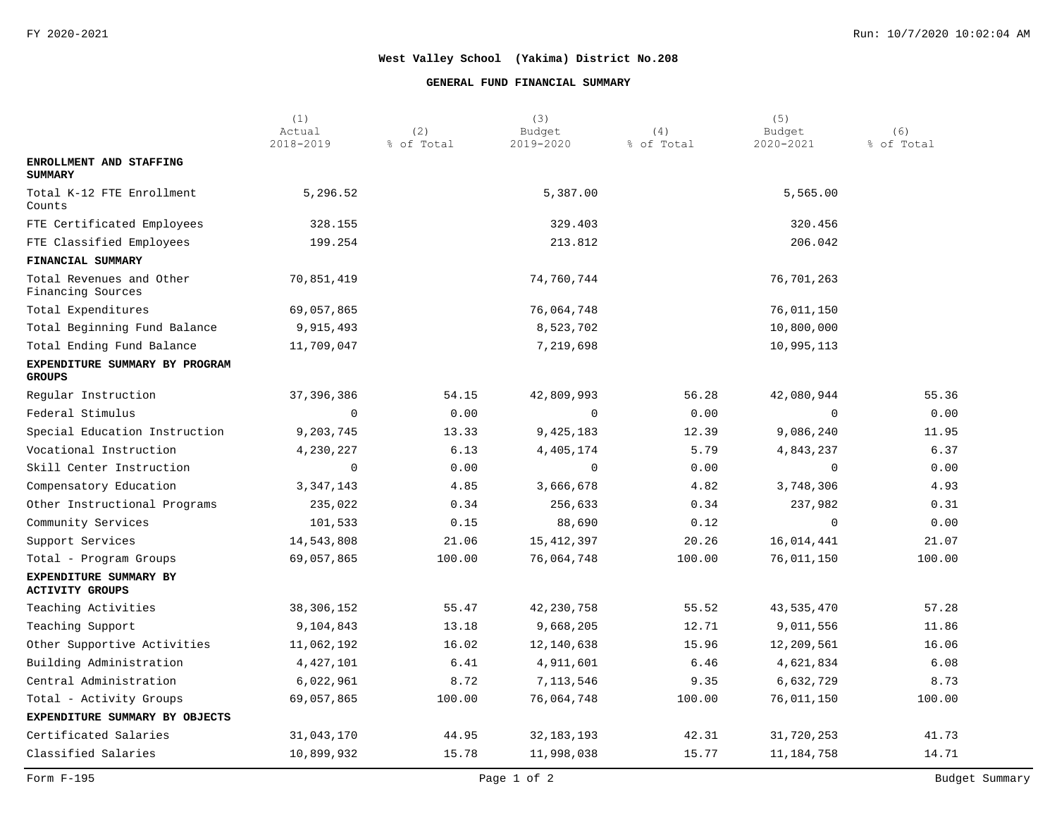FY 2020-2021

**West Valley School (Yakima) District No.208**

**GENERAL FUND FINANCIAL SUMMARY**

| | (1) Actual 2018-2019 | (2) % of Total | (3) Budget 2019-2020 | (4) % of Total | (5) Budget 2020-2021 | (6) % of Total |
|---|---|---|---|---|---|---|
| **ENROLLMENT AND STAFFING SUMMARY** | | | | | | |
| Total K-12 FTE Enrollment Counts | 5,296.52 | | 5,387.00 | | 5,565.00 | |
| FTE Certificated Employees | 328.155 | | 329.403 | | 320.456 | |
| FTE Classified Employees | 199.254 | | 213.812 | | 206.042 | |
| **FINANCIAL SUMMARY** | | | | | | |
| Total Revenues and Other Financing Sources | 70,851,419 | | 74,760,744 | | 76,701,263 | |
| Total Expenditures | 69,057,865 | | 76,064,748 | | 76,011,150 | |
| Total Beginning Fund Balance | 9,915,493 | | 8,523,702 | | 10,800,000 | |
| Total Ending Fund Balance | 11,709,047 | | 7,219,698 | | 10,995,113 | |
| **EXPENDITURE SUMMARY BY PROGRAM GROUPS** | | | | | | |
| Regular Instruction | 37,396,386 | 54.15 | 42,809,993 | 56.28 | 42,080,944 | 55.36 |
| Federal Stimulus | 0 | 0.00 | 0 | 0.00 | 0 | 0.00 |
| Special Education Instruction | 9,203,745 | 13.33 | 9,425,183 | 12.39 | 9,086,240 | 11.95 |
| Vocational Instruction | 4,230,227 | 6.13 | 4,405,174 | 5.79 | 4,843,237 | 6.37 |
| Skill Center Instruction | 0 | 0.00 | 0 | 0.00 | 0 | 0.00 |
| Compensatory Education | 3,347,143 | 4.85 | 3,666,678 | 4.82 | 3,748,306 | 4.93 |
| Other Instructional Programs | 235,022 | 0.34 | 256,633 | 0.34 | 237,982 | 0.31 |
| Community Services | 101,533 | 0.15 | 88,690 | 0.12 | 0 | 0.00 |
| Support Services | 14,543,808 | 21.06 | 15,412,397 | 20.26 | 16,014,441 | 21.07 |
| Total - Program Groups | 69,057,865 | 100.00 | 76,064,748 | 100.00 | 76,011,150 | 100.00 |
| **EXPENDITURE SUMMARY BY ACTIVITY GROUPS** | | | | | | |
| Teaching Activities | 38,306,152 | 55.47 | 42,230,758 | 55.52 | 43,535,470 | 57.28 |
| Teaching Support | 9,104,843 | 13.18 | 9,668,205 | 12.71 | 9,011,556 | 11.86 |
| Other Supportive Activities | 11,062,192 | 16.02 | 12,140,638 | 15.96 | 12,209,561 | 16.06 |
| Building Administration | 4,427,101 | 6.41 | 4,911,601 | 6.46 | 4,621,834 | 6.08 |
| Central Administration | 6,022,961 | 8.72 | 7,113,546 | 9.35 | 6,632,729 | 8.73 |
| Total - Activity Groups | 69,057,865 | 100.00 | 76,064,748 | 100.00 | 76,011,150 | 100.00 |
| **EXPENDITURE SUMMARY BY OBJECTS** | | | | | | |
| Certificated Salaries | 31,043,170 | 44.95 | 32,183,193 | 42.31 | 31,720,253 | 41.73 |
| Classified Salaries | 10,899,932 | 15.78 | 11,998,038 | 15.77 | 11,184,758 | 14.71 |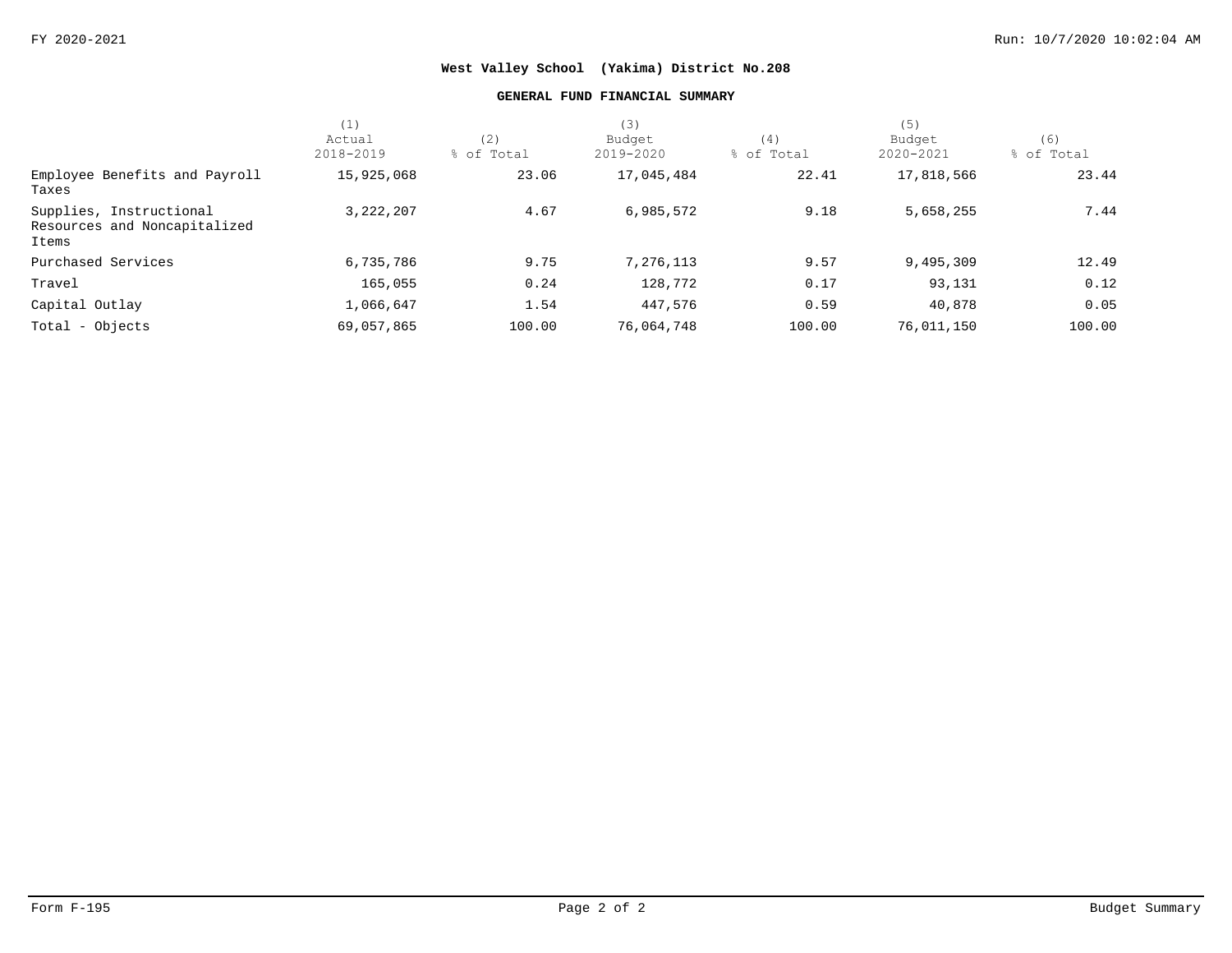**West Valley School (Yakima) District No.208**

**GENERAL FUND FINANCIAL SUMMARY**

| | (1) Actual 2018-2019 | (2) % of Total | (3) Budget 2019-2020 | (4) % of Total | (5) Budget 2020-2021 | (6) % of Total |
|---|---|---|---|---|---|---|
| Employee Benefits and Payroll Taxes | 15,925,068 | 23.06 | 17,045,484 | 22.41 | 17,818,566 | 23.44 |
| Supplies, Instructional Resources and Noncapitalized Items | 3,222,207 | 4.67 | 6,985,572 | 9.18 | 5,658,255 | 7.44 |
| Purchased Services | 6,735,786 | 9.75 | 7,276,113 | 9.57 | 9,495,309 | 12.49 |
| Travel | 165,055 | 0.24 | 128,772 | 0.17 | 93,131 | 0.12 |
| Capital Outlay | 1,066,647 | 1.54 | 447,576 | 0.59 | 40,878 | 0.05 |
| Total - Objects | 69,057,865 | 100.00 | 76,064,748 | 100.00 | 76,011,150 | 100.00 |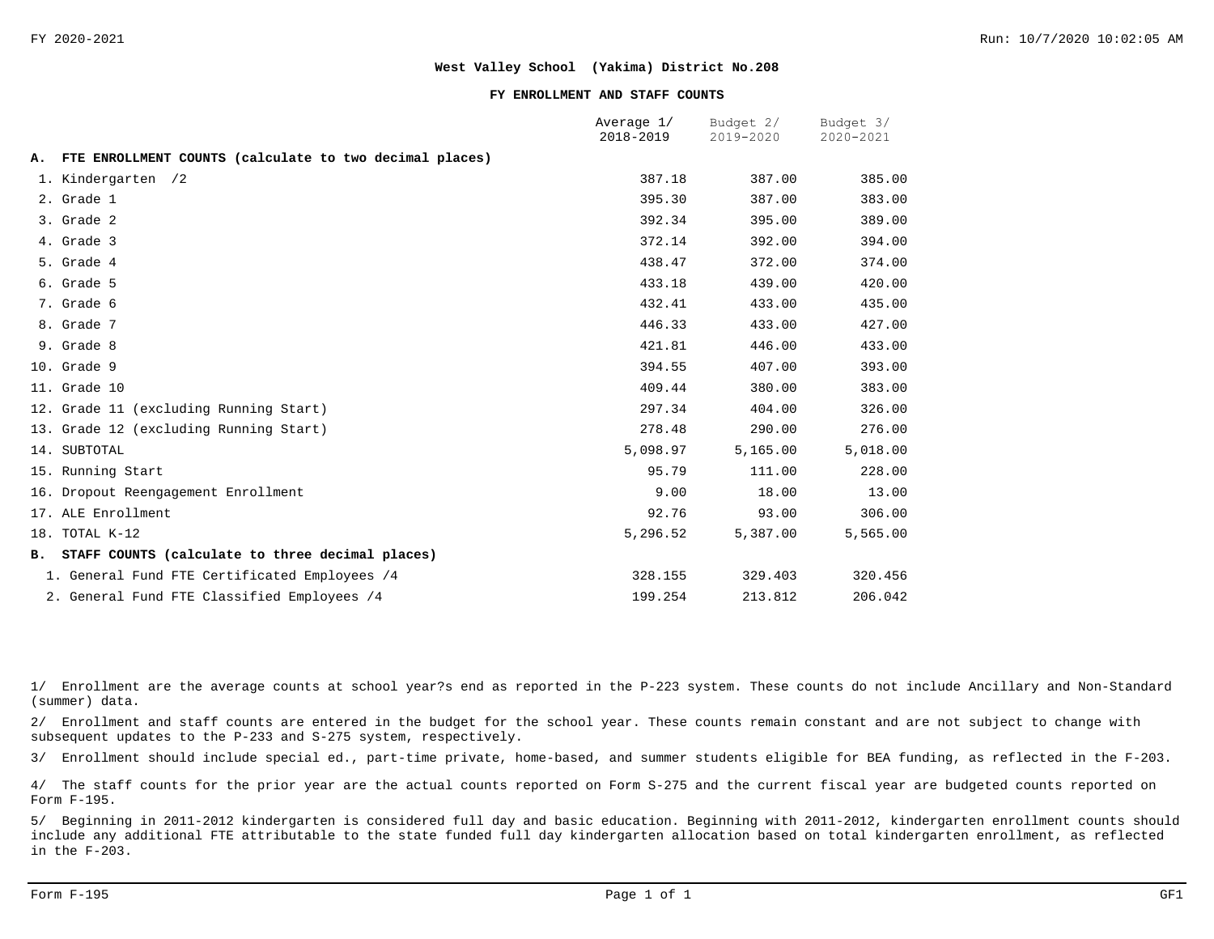**West Valley School (Yakima) District No.208**

**FY ENROLLMENT AND STAFF COUNTS**

| | Average 1/ 2018-2019 | Budget 2/ 2019-2020 | Budget 3/ 2020-2021 |
|---|---|---|---|
| **A. FTE ENROLLMENT COUNTS (calculate to two decimal places)** | | | |
| 1. Kindergarten /2 | 387.18 | 387.00 | 385.00 |
| 2. Grade 1 | 395.30 | 387.00 | 383.00 |
| 3. Grade 2 | 392.34 | 395.00 | 389.00 |
| 4. Grade 3 | 372.14 | 392.00 | 394.00 |
| 5. Grade 4 | 438.47 | 372.00 | 374.00 |
| 6. Grade 5 | 433.18 | 439.00 | 420.00 |
| 7. Grade 6 | 432.41 | 433.00 | 435.00 |
| 8. Grade 7 | 446.33 | 433.00 | 427.00 |
| 9. Grade 8 | 421.81 | 446.00 | 433.00 |
| 10. Grade 9 | 394.55 | 407.00 | 393.00 |
| 11. Grade 10 | 409.44 | 380.00 | 383.00 |
| 12. Grade 11 (excluding Running Start) | 297.34 | 404.00 | 326.00 |
| 13. Grade 12 (excluding Running Start) | 278.48 | 290.00 | 276.00 |
| 14. SUBTOTAL | 5,098.97 | 5,165.00 | 5,018.00 |
| 15. Running Start | 95.79 | 111.00 | 228.00 |
| 16. Dropout Reengagement Enrollment | 9.00 | 18.00 | 13.00 |
| 17. ALE Enrollment | 92.76 | 93.00 | 306.00 |
| 18. TOTAL K-12 | 5,296.52 | 5,387.00 | 5,565.00 |
| **B. STAFF COUNTS (calculate to three decimal places)** | | | |
| 1. General Fund FTE Certificated Employees /4 | 328.155 | 329.403 | 320.456 |
| 2. General Fund FTE Classified Employees /4 | 199.254 | 213.812 | 206.042 |

1/ Enrollment are the average counts at school year?s end as reported in the P-223 system. These counts do not include Ancillary and Non-Standard (summer) data.

2/ Enrollment and staff counts are entered in the budget for the school year. These counts remain constant and are not subject to change with subsequent updates to the P-233 and S-275 system, respectively.

3/ Enrollment should include special ed., part-time private, home-based, and summer students eligible for BEA funding, as reflected in the F-203.

4/ The staff counts for the prior year are the actual counts reported on Form S-275 and the current fiscal year are budgeted counts reported on Form F-195.

5/ Beginning in 2011-2012 kindergarten is considered full day and basic education. Beginning with 2011-2012, kindergarten enrollment counts should include any additional FTE attributable to the state funded full day kindergarten allocation based on total kindergarten enrollment, as reflected in the F-203.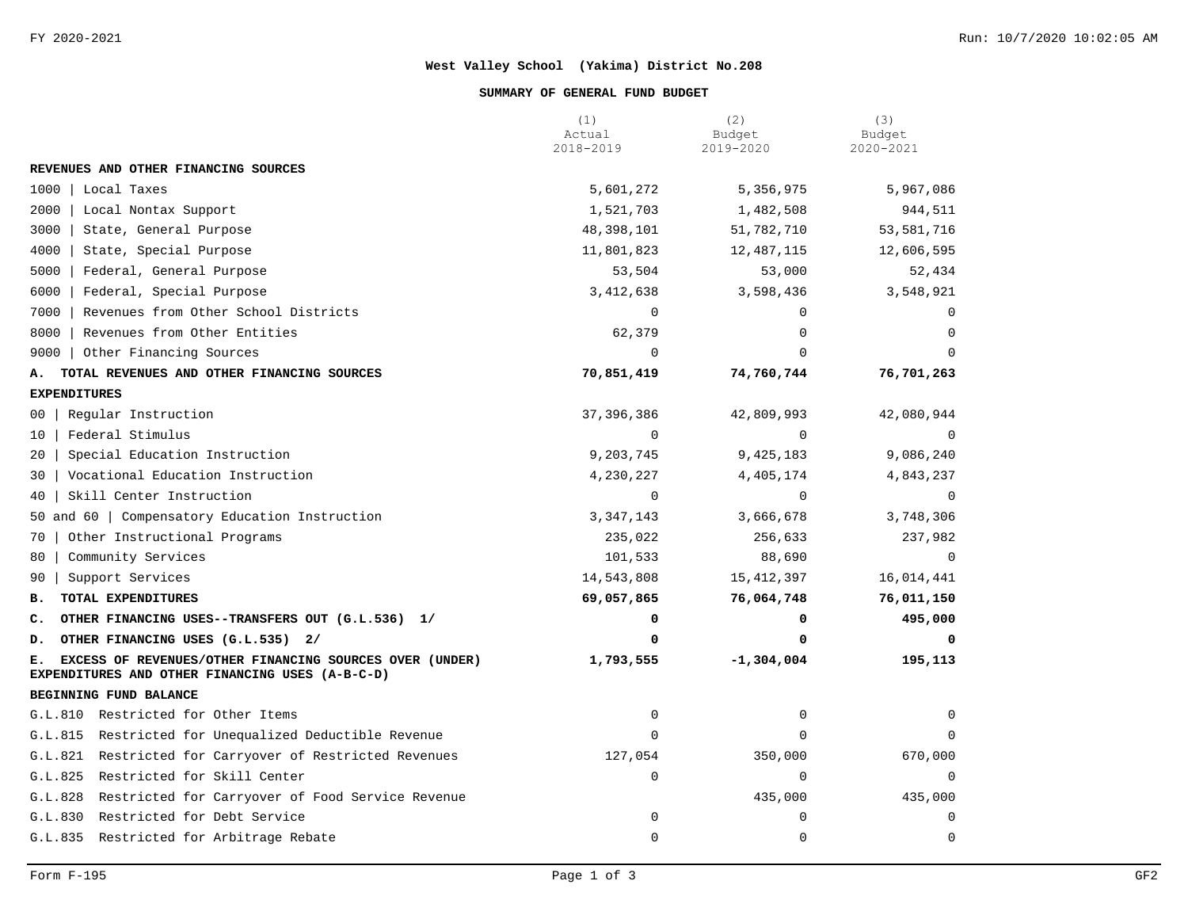**West Valley School (Yakima) District No.208**

**SUMMARY OF GENERAL FUND BUDGET**

| | (1) Actual 2018-2019 | (2) Budget 2019-2020 | (3) Budget 2020-2021 |
|---|---|---|---|
| **REVENUES AND OTHER FINANCING SOURCES** | | | |
| 1000 \| Local Taxes | 5,601,272 | 5,356,975 | 5,967,086 |
| 2000 \| Local Nontax Support | 1,521,703 | 1,482,508 | 944,511 |
| 3000 \| State, General Purpose | 48,398,101 | 51,782,710 | 53,581,716 |
| 4000 \| State, Special Purpose | 11,801,823 | 12,487,115 | 12,606,595 |
| 5000 \| Federal, General Purpose | 53,504 | 53,000 | 52,434 |
| 6000 \| Federal, Special Purpose | 3,412,638 | 3,598,436 | 3,548,921 |
| 7000 \| Revenues from Other School Districts | 0 | 0 | 0 |
| 8000 \| Revenues from Other Entities | 62,379 | 0 | 0 |
| 9000 \| Other Financing Sources | 0 | 0 | 0 |
| **A. TOTAL REVENUES AND OTHER FINANCING SOURCES** | **70,851,419** | **74,760,744** | **76,701,263** |
| **EXPENDITURES** | | | |
| 00 \| Regular Instruction | 37,396,386 | 42,809,993 | 42,080,944 |
| 10 \| Federal Stimulus | 0 | 0 | 0 |
| 20 \| Special Education Instruction | 9,203,745 | 9,425,183 | 9,086,240 |
| 30 \| Vocational Education Instruction | 4,230,227 | 4,405,174 | 4,843,237 |
| 40 \| Skill Center Instruction | 0 | 0 | 0 |
| 50 and 60 \| Compensatory Education Instruction | 3,347,143 | 3,666,678 | 3,748,306 |
| 70 \| Other Instructional Programs | 235,022 | 256,633 | 237,982 |
| 80 \| Community Services | 101,533 | 88,690 | 0 |
| 90 \| Support Services | 14,543,808 | 15,412,397 | 16,014,441 |
| **B. TOTAL EXPENDITURES** | **69,057,865** | **76,064,748** | **76,011,150** |
| **C. OTHER FINANCING USES--TRANSFERS OUT (G.L.536) 1/** | **0** | **0** | **495,000** |
| **D. OTHER FINANCING USES (G.L.535) 2/** | **0** | **0** | **0** |
| **E. EXCESS OF REVENUES/OTHER FINANCING SOURCES OVER (UNDER) EXPENDITURES AND OTHER FINANCING USES (A-B-C-D)** | **1,793,555** | **-1,304,004** | **195,113** |
| **BEGINNING FUND BALANCE** | | | |
| G.L.810 Restricted for Other Items | 0 | 0 | 0 |
| G.L.815 Restricted for Unequalized Deductible Revenue | 0 | 0 | 0 |
| G.L.821 Restricted for Carryover of Restricted Revenues | 127,054 | 350,000 | 670,000 |
| G.L.825 Restricted for Skill Center | 0 | 0 | 0 |
| G.L.828 Restricted for Carryover of Food Service Revenue | | 435,000 | 435,000 |
| G.L.830 Restricted for Debt Service | 0 | 0 | 0 |
| G.L.835 Restricted for Arbitrage Rebate | 0 | 0 | 0 |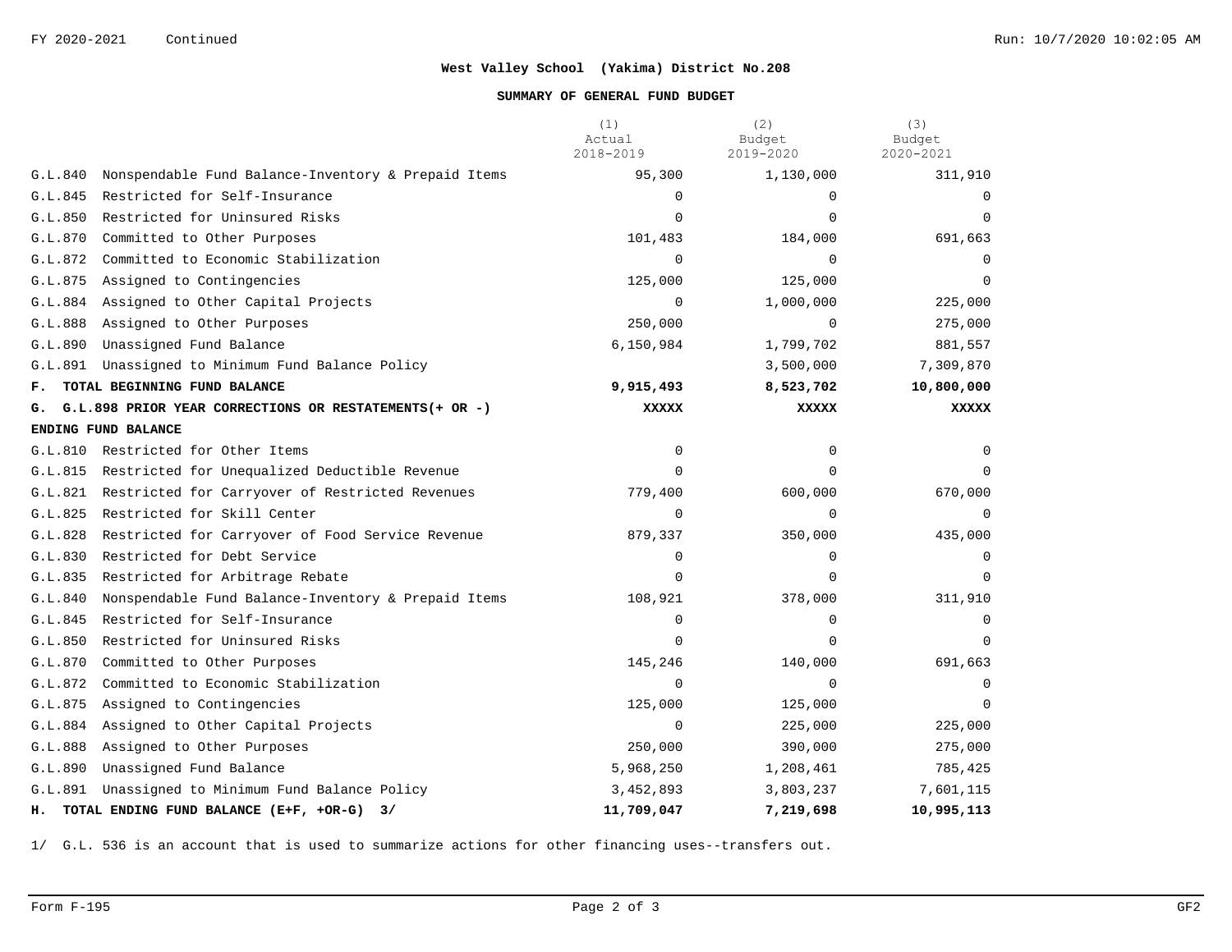## West Valley School (Yakima) District No.208

### SUMMARY OF GENERAL FUND BUDGET

| | | (1) Actual 2018-2019 | (2) Budget 2019-2020 | (3) Budget 2020-2021 |
|---|---|---|---|---|
| G.L.840 | Nonspendable Fund Balance-Inventory & Prepaid Items | 95,300 | 1,130,000 | 311,910 |
| G.L.845 | Restricted for Self-Insurance | 0 | 0 | 0 |
| G.L.850 | Restricted for Uninsured Risks | 0 | 0 | 0 |
| G.L.870 | Committed to Other Purposes | 101,483 | 184,000 | 691,663 |
| G.L.872 | Committed to Economic Stabilization | 0 | 0 | 0 |
| G.L.875 | Assigned to Contingencies | 125,000 | 125,000 | 0 |
| G.L.884 | Assigned to Other Capital Projects | 0 | 1,000,000 | 225,000 |
| G.L.888 | Assigned to Other Purposes | 250,000 | 0 | 275,000 |
| G.L.890 | Unassigned Fund Balance | 6,150,984 | 1,799,702 | 881,557 |
| G.L.891 | Unassigned to Minimum Fund Balance Policy | | 3,500,000 | 7,309,870 |
| **F.** | **TOTAL BEGINNING FUND BALANCE** | **9,915,493** | **8,523,702** | **10,800,000** |
| **G.** | **G.L.898 PRIOR YEAR CORRECTIONS OR RESTATEMENTS(+ OR -)** | **XXXXX** | **XXXXX** | **XXXXX** |
| **ENDING FUND BALANCE** | | | | |
| G.L.810 | Restricted for Other Items | 0 | 0 | 0 |
| G.L.815 | Restricted for Unequalized Deductible Revenue | 0 | 0 | 0 |
| G.L.821 | Restricted for Carryover of Restricted Revenues | 779,400 | 600,000 | 670,000 |
| G.L.825 | Restricted for Skill Center | 0 | 0 | 0 |
| G.L.828 | Restricted for Carryover of Food Service Revenue | 879,337 | 350,000 | 435,000 |
| G.L.830 | Restricted for Debt Service | 0 | 0 | 0 |
| G.L.835 | Restricted for Arbitrage Rebate | 0 | 0 | 0 |
| G.L.840 | Nonspendable Fund Balance-Inventory & Prepaid Items | 108,921 | 378,000 | 311,910 |
| G.L.845 | Restricted for Self-Insurance | 0 | 0 | 0 |
| G.L.850 | Restricted for Uninsured Risks | 0 | 0 | 0 |
| G.L.870 | Committed to Other Purposes | 145,246 | 140,000 | 691,663 |
| G.L.872 | Committed to Economic Stabilization | 0 | 0 | 0 |
| G.L.875 | Assigned to Contingencies | 125,000 | 125,000 | 0 |
| G.L.884 | Assigned to Other Capital Projects | 0 | 225,000 | 225,000 |
| G.L.888 | Assigned to Other Purposes | 250,000 | 390,000 | 275,000 |
| G.L.890 | Unassigned Fund Balance | 5,968,250 | 1,208,461 | 785,425 |
| G.L.891 | Unassigned to Minimum Fund Balance Policy | 3,452,893 | 3,803,237 | 7,601,115 |
| **H.** | **TOTAL ENDING FUND BALANCE (E+F, +OR-G) 3/** | **11,709,047** | **7,219,698** | **10,995,113** |

1/ G.L. 536 is an account that is used to summarize actions for other financing uses--transfers out.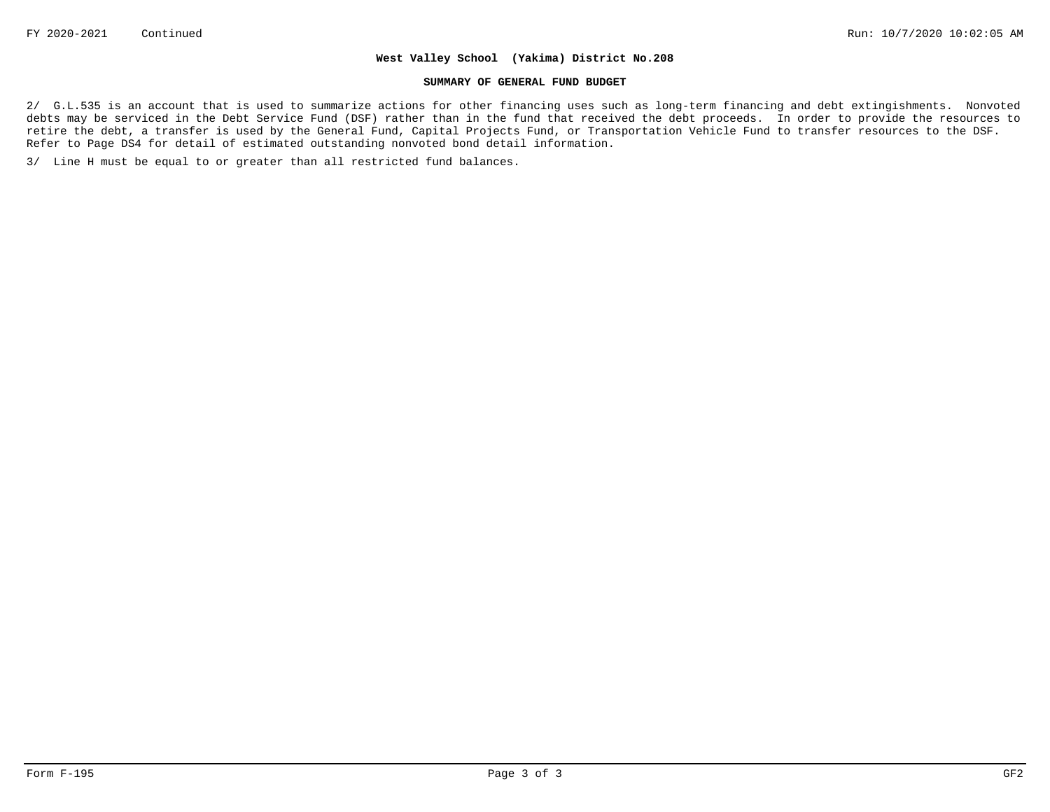**West Valley School (Yakima) District No.208**

**SUMMARY OF GENERAL FUND BUDGET**

2/ G.L.535 is an account that is used to summarize actions for other financing uses such as long-term financing and debt extingishments. Nonvoted debts may be serviced in the Debt Service Fund (DSF) rather than in the fund that received the debt proceeds. In order to provide the resources to retire the debt, a transfer is used by the General Fund, Capital Projects Fund, or Transportation Vehicle Fund to transfer resources to the DSF. Refer to Page DS4 for detail of estimated outstanding nonvoted bond detail information.

3/ Line H must be equal to or greater than all restricted fund balances.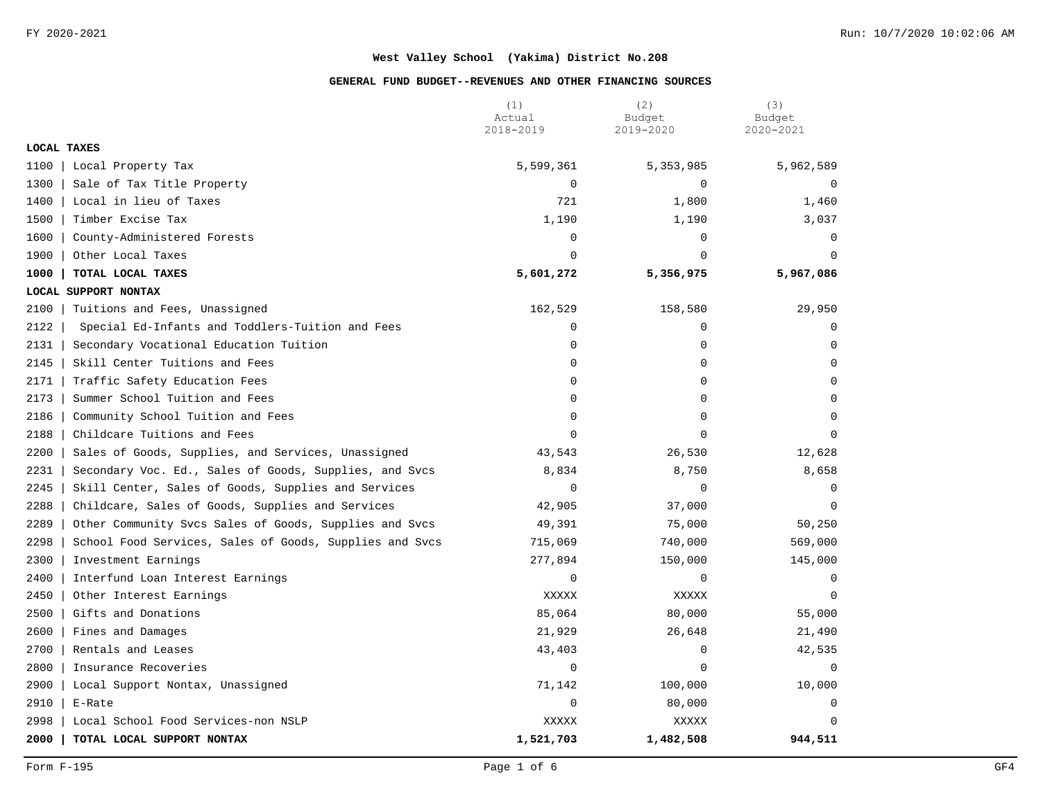FY 2020-2021

**West Valley School (Yakima) District No.208**

**GENERAL FUND BUDGET--REVENUES AND OTHER FINANCING SOURCES**

| | (1) Actual 2018-2019 | (2) Budget 2019-2020 | (3) Budget 2020-2021 |
|---|---|---|---|
| **LOCAL TAXES** | | | |
| 1100 \| Local Property Tax | 5,599,361 | 5,353,985 | 5,962,589 |
| 1300 \| Sale of Tax Title Property | 0 | 0 | 0 |
| 1400 \| Local in lieu of Taxes | 721 | 1,800 | 1,460 |
| 1500 \| Timber Excise Tax | 1,190 | 1,190 | 3,037 |
| 1600 \| County-Administered Forests | 0 | 0 | 0 |
| 1900 \| Other Local Taxes | 0 | 0 | 0 |
| **1000 \| TOTAL LOCAL TAXES** | **5,601,272** | **5,356,975** | **5,967,086** |
| **LOCAL SUPPORT NONTAX** | | | |
| 2100 \| Tuitions and Fees, Unassigned | 162,529 | 158,580 | 29,950 |
| 2122 \| Special Ed-Infants and Toddlers-Tuition and Fees | 0 | 0 | 0 |
| 2131 \| Secondary Vocational Education Tuition | 0 | 0 | 0 |
| 2145 \| Skill Center Tuitions and Fees | 0 | 0 | 0 |
| 2171 \| Traffic Safety Education Fees | 0 | 0 | 0 |
| 2173 \| Summer School Tuition and Fees | 0 | 0 | 0 |
| 2186 \| Community School Tuition and Fees | 0 | 0 | 0 |
| 2188 \| Childcare Tuitions and Fees | 0 | 0 | 0 |
| 2200 \| Sales of Goods, Supplies, and Services, Unassigned | 43,543 | 26,530 | 12,628 |
| 2231 \| Secondary Voc. Ed., Sales of Goods, Supplies, and Svcs | 8,834 | 8,750 | 8,658 |
| 2245 \| Skill Center, Sales of Goods, Supplies and Services | 0 | 0 | 0 |
| 2288 \| Childcare, Sales of Goods, Supplies and Services | 42,905 | 37,000 | 0 |
| 2289 \| Other Community Svcs Sales of Goods, Supplies and Svcs | 49,391 | 75,000 | 50,250 |
| 2298 \| School Food Services, Sales of Goods, Supplies and Svcs | 715,069 | 740,000 | 569,000 |
| 2300 \| Investment Earnings | 277,894 | 150,000 | 145,000 |
| 2400 \| Interfund Loan Interest Earnings | 0 | 0 | 0 |
| 2450 \| Other Interest Earnings | XXXXX | XXXXX | 0 |
| 2500 \| Gifts and Donations | 85,064 | 80,000 | 55,000 |
| 2600 \| Fines and Damages | 21,929 | 26,648 | 21,490 |
| 2700 \| Rentals and Leases | 43,403 | 0 | 42,535 |
| 2800 \| Insurance Recoveries | 0 | 0 | 0 |
| 2900 \| Local Support Nontax, Unassigned | 71,142 | 100,000 | 10,000 |
| 2910 \| E-Rate | 0 | 80,000 | 0 |
| 2998 \| Local School Food Services-non NSLP | XXXXX | XXXXX | 0 |
| **2000 \| TOTAL LOCAL SUPPORT NONTAX** | **1,521,703** | **1,482,508** | **944,511** |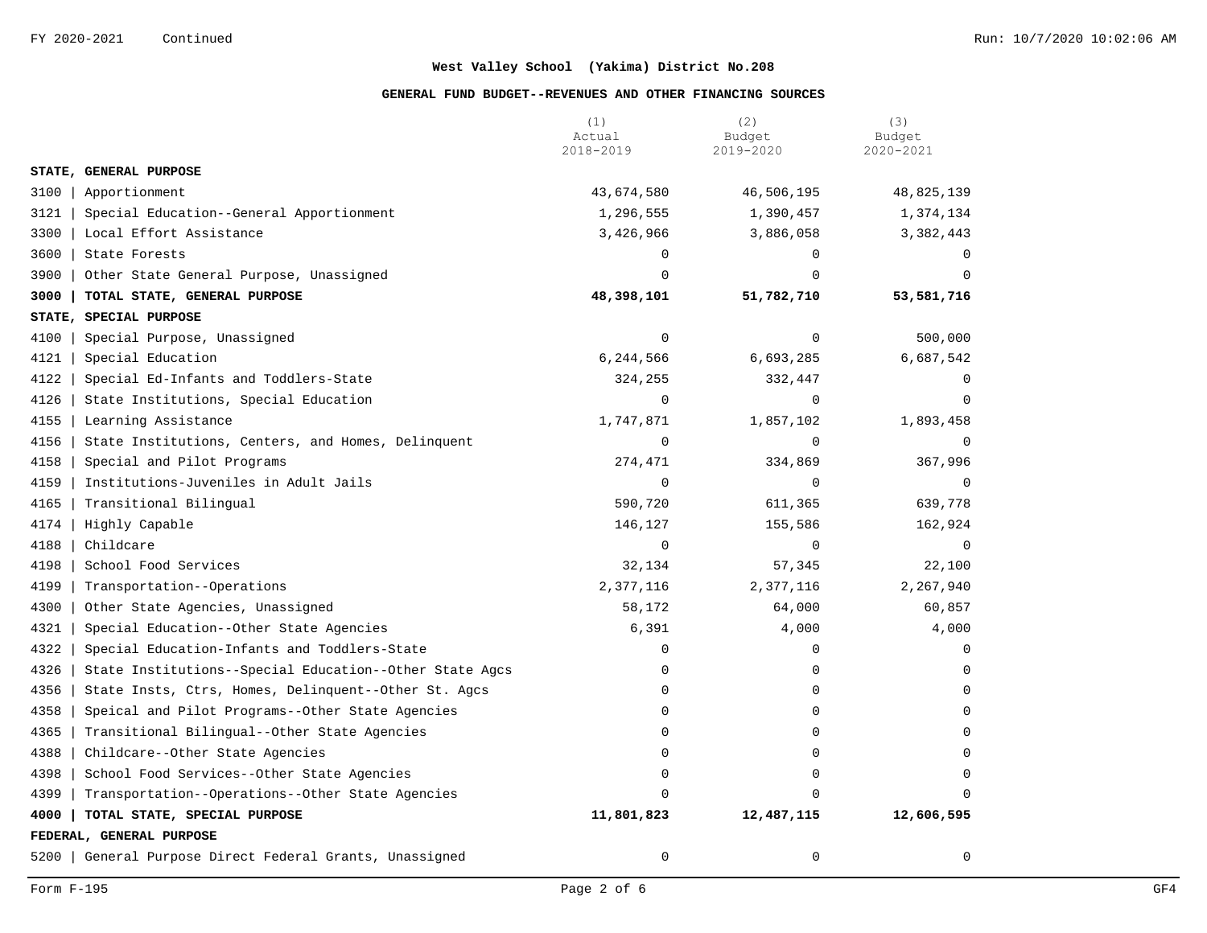**West Valley School (Yakima) District No.208**

**GENERAL FUND BUDGET--REVENUES AND OTHER FINANCING SOURCES**

| | (1) Actual 2018-2019 | (2) Budget 2019-2020 | (3) Budget 2020-2021 |
|---|---|---|---|
| **STATE, GENERAL PURPOSE** | | | |
| 3100 \| Apportionment | 43,674,580 | 46,506,195 | 48,825,139 |
| 3121 \| Special Education--General Apportionment | 1,296,555 | 1,390,457 | 1,374,134 |
| 3300 \| Local Effort Assistance | 3,426,966 | 3,886,058 | 3,382,443 |
| 3600 \| State Forests | 0 | 0 | 0 |
| 3900 \| Other State General Purpose, Unassigned | 0 | 0 | 0 |
| **3000 \| TOTAL STATE, GENERAL PURPOSE** | **48,398,101** | **51,782,710** | **53,581,716** |
| **STATE, SPECIAL PURPOSE** | | | |
| 4100 \| Special Purpose, Unassigned | 0 | 0 | 500,000 |
| 4121 \| Special Education | 6,244,566 | 6,693,285 | 6,687,542 |
| 4122 \| Special Ed-Infants and Toddlers-State | 324,255 | 332,447 | 0 |
| 4126 \| State Institutions, Special Education | 0 | 0 | 0 |
| 4155 \| Learning Assistance | 1,747,871 | 1,857,102 | 1,893,458 |
| 4156 \| State Institutions, Centers, and Homes, Delinquent | 0 | 0 | 0 |
| 4158 \| Special and Pilot Programs | 274,471 | 334,869 | 367,996 |
| 4159 \| Institutions-Juveniles in Adult Jails | 0 | 0 | 0 |
| 4165 \| Transitional Bilingual | 590,720 | 611,365 | 639,778 |
| 4174 \| Highly Capable | 146,127 | 155,586 | 162,924 |
| 4188 \| Childcare | 0 | 0 | 0 |
| 4198 \| School Food Services | 32,134 | 57,345 | 22,100 |
| 4199 \| Transportation--Operations | 2,377,116 | 2,377,116 | 2,267,940 |
| 4300 \| Other State Agencies, Unassigned | 58,172 | 64,000 | 60,857 |
| 4321 \| Special Education--Other State Agencies | 6,391 | 4,000 | 4,000 |
| 4322 \| Special Education-Infants and Toddlers-State | 0 | 0 | 0 |
| 4326 \| State Institutions--Special Education--Other State Agcs | 0 | 0 | 0 |
| 4356 \| State Insts, Ctrs, Homes, Delinquent--Other St. Agcs | 0 | 0 | 0 |
| 4358 \| Speical and Pilot Programs--Other State Agencies | 0 | 0 | 0 |
| 4365 \| Transitional Bilingual--Other State Agencies | 0 | 0 | 0 |
| 4388 \| Childcare--Other State Agencies | 0 | 0 | 0 |
| 4398 \| School Food Services--Other State Agencies | 0 | 0 | 0 |
| 4399 \| Transportation--Operations--Other State Agencies | 0 | 0 | 0 |
| **4000 \| TOTAL STATE, SPECIAL PURPOSE** | **11,801,823** | **12,487,115** | **12,606,595** |
| **FEDERAL, GENERAL PURPOSE** | | | |
| 5200 \| General Purpose Direct Federal Grants, Unassigned | 0 | 0 | 0 |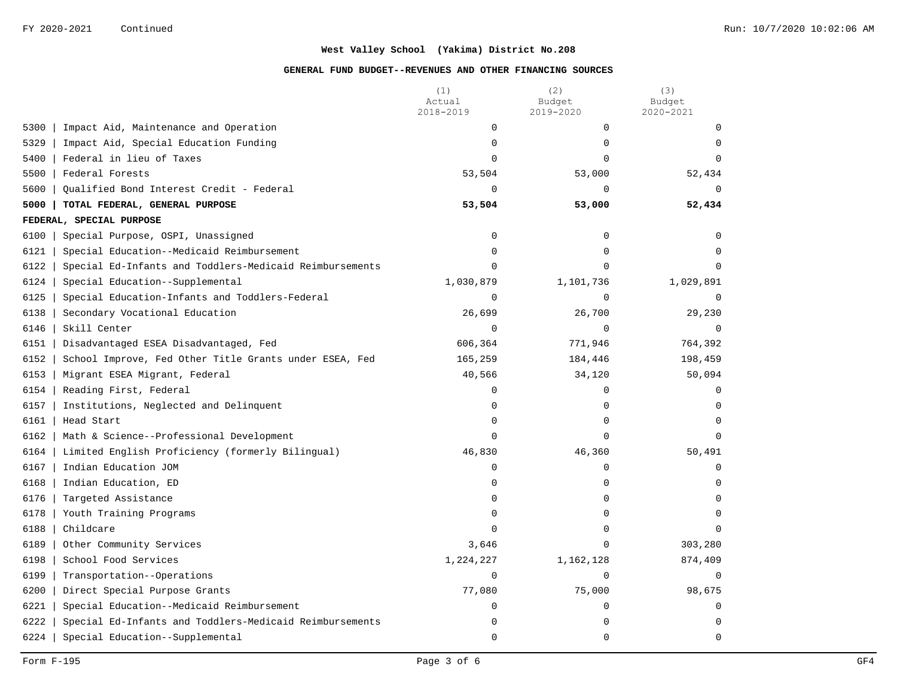FY 2020-2021 Continued

**West Valley School (Yakima) District No.208**

**GENERAL FUND BUDGET--REVENUES AND OTHER FINANCING SOURCES**

| | | (1) Actual 2018-2019 | (2) Budget 2019-2020 | (3) Budget 2020-2021 |
|---|---|---|---|---|
| 5300 | Impact Aid, Maintenance and Operation | 0 | 0 | 0 |
| 5329 | Impact Aid, Special Education Funding | 0 | 0 | 0 |
| 5400 | Federal in lieu of Taxes | 0 | 0 | 0 |
| 5500 | Federal Forests | 53,504 | 53,000 | 52,434 |
| 5600 | Qualified Bond Interest Credit - Federal | 0 | 0 | 0 |
| **5000** | **TOTAL FEDERAL, GENERAL PURPOSE** | **53,504** | **53,000** | **52,434** |
| **FEDERAL, SPECIAL PURPOSE** | | | | |
| 6100 | Special Purpose, OSPI, Unassigned | 0 | 0 | 0 |
| 6121 | Special Education--Medicaid Reimbursement | 0 | 0 | 0 |
| 6122 | Special Ed-Infants and Toddlers-Medicaid Reimbursements | 0 | 0 | 0 |
| 6124 | Special Education--Supplemental | 1,030,879 | 1,101,736 | 1,029,891 |
| 6125 | Special Education-Infants and Toddlers-Federal | 0 | 0 | 0 |
| 6138 | Secondary Vocational Education | 26,699 | 26,700 | 29,230 |
| 6146 | Skill Center | 0 | 0 | 0 |
| 6151 | Disadvantaged ESEA Disadvantaged, Fed | 606,364 | 771,946 | 764,392 |
| 6152 | School Improve, Fed Other Title Grants under ESEA, Fed | 165,259 | 184,446 | 198,459 |
| 6153 | Migrant ESEA Migrant, Federal | 40,566 | 34,120 | 50,094 |
| 6154 | Reading First, Federal | 0 | 0 | 0 |
| 6157 | Institutions, Neglected and Delinquent | 0 | 0 | 0 |
| 6161 | Head Start | 0 | 0 | 0 |
| 6162 | Math & Science--Professional Development | 0 | 0 | 0 |
| 6164 | Limited English Proficiency (formerly Bilingual) | 46,830 | 46,360 | 50,491 |
| 6167 | Indian Education JOM | 0 | 0 | 0 |
| 6168 | Indian Education, ED | 0 | 0 | 0 |
| 6176 | Targeted Assistance | 0 | 0 | 0 |
| 6178 | Youth Training Programs | 0 | 0 | 0 |
| 6188 | Childcare | 0 | 0 | 0 |
| 6189 | Other Community Services | 3,646 | 0 | 303,280 |
| 6198 | School Food Services | 1,224,227 | 1,162,128 | 874,409 |
| 6199 | Transportation--Operations | 0 | 0 | 0 |
| 6200 | Direct Special Purpose Grants | 77,080 | 75,000 | 98,675 |
| 6221 | Special Education--Medicaid Reimbursement | 0 | 0 | 0 |
| 6222 | Special Ed-Infants and Toddlers-Medicaid Reimbursements | 0 | 0 | 0 |
| 6224 | Special Education--Supplemental | 0 | 0 | 0 |

Form F-195 GF4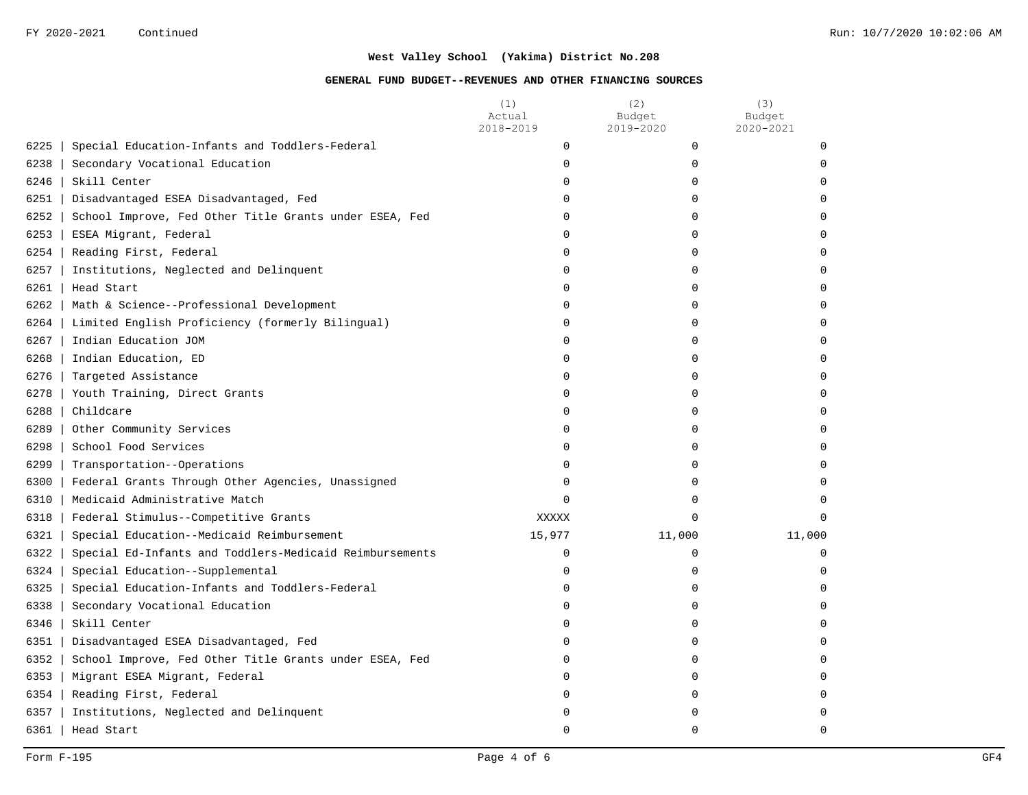**West Valley School (Yakima) District No.208**

**GENERAL FUND BUDGET--REVENUES AND OTHER FINANCING SOURCES**

| | | (1) Actual 2018-2019 | (2) Budget 2019-2020 | (3) Budget 2020-2021 |
|---|---|---|---|---|
| 6225 | Special Education-Infants and Toddlers-Federal | 0 | 0 | 0 |
| 6238 | Secondary Vocational Education | 0 | 0 | 0 |
| 6246 | Skill Center | 0 | 0 | 0 |
| 6251 | Disadvantaged ESEA Disadvantaged, Fed | 0 | 0 | 0 |
| 6252 | School Improve, Fed Other Title Grants under ESEA, Fed | 0 | 0 | 0 |
| 6253 | ESEA Migrant, Federal | 0 | 0 | 0 |
| 6254 | Reading First, Federal | 0 | 0 | 0 |
| 6257 | Institutions, Neglected and Delinquent | 0 | 0 | 0 |
| 6261 | Head Start | 0 | 0 | 0 |
| 6262 | Math & Science--Professional Development | 0 | 0 | 0 |
| 6264 | Limited English Proficiency (formerly Bilingual) | 0 | 0 | 0 |
| 6267 | Indian Education JOM | 0 | 0 | 0 |
| 6268 | Indian Education, ED | 0 | 0 | 0 |
| 6276 | Targeted Assistance | 0 | 0 | 0 |
| 6278 | Youth Training, Direct Grants | 0 | 0 | 0 |
| 6288 | Childcare | 0 | 0 | 0 |
| 6289 | Other Community Services | 0 | 0 | 0 |
| 6298 | School Food Services | 0 | 0 | 0 |
| 6299 | Transportation--Operations | 0 | 0 | 0 |
| 6300 | Federal Grants Through Other Agencies, Unassigned | 0 | 0 | 0 |
| 6310 | Medicaid Administrative Match | 0 | 0 | 0 |
| 6318 | Federal Stimulus--Competitive Grants | XXXXX | 0 | 0 |
| 6321 | Special Education--Medicaid Reimbursement | 15,977 | 11,000 | 11,000 |
| 6322 | Special Ed-Infants and Toddlers-Medicaid Reimbursements | 0 | 0 | 0 |
| 6324 | Special Education--Supplemental | 0 | 0 | 0 |
| 6325 | Special Education-Infants and Toddlers-Federal | 0 | 0 | 0 |
| 6338 | Secondary Vocational Education | 0 | 0 | 0 |
| 6346 | Skill Center | 0 | 0 | 0 |
| 6351 | Disadvantaged ESEA Disadvantaged, Fed | 0 | 0 | 0 |
| 6352 | School Improve, Fed Other Title Grants under ESEA, Fed | 0 | 0 | 0 |
| 6353 | Migrant ESEA Migrant, Federal | 0 | 0 | 0 |
| 6354 | Reading First, Federal | 0 | 0 | 0 |
| 6357 | Institutions, Neglected and Delinquent | 0 | 0 | 0 |
| 6361 | Head Start | 0 | 0 | 0 |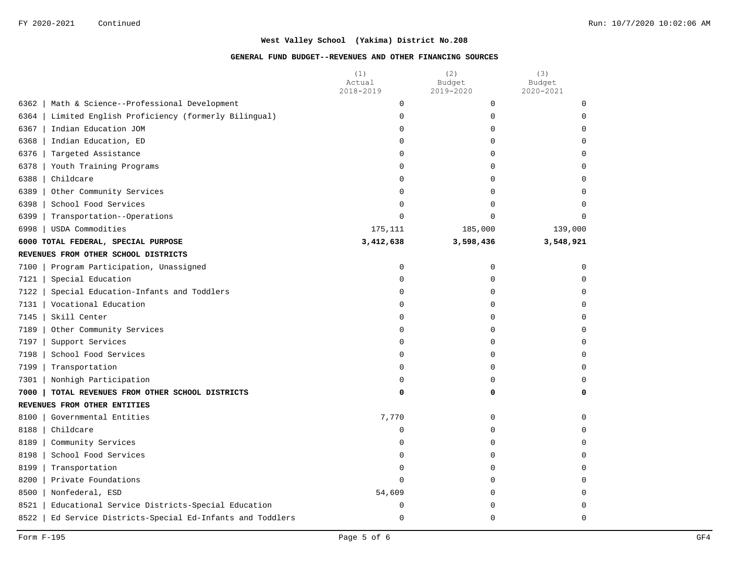**West Valley School (Yakima) District No.208**

**GENERAL FUND BUDGET--REVENUES AND OTHER FINANCING SOURCES**

| | (1) Actual 2018-2019 | (2) Budget 2019-2020 | (3) Budget 2020-2021 |
|---|---|---|---|
| 6362 \| Math & Science--Professional Development | 0 | 0 | 0 |
| 6364 \| Limited English Proficiency (formerly Bilingual) | 0 | 0 | 0 |
| 6367 \| Indian Education JOM | 0 | 0 | 0 |
| 6368 \| Indian Education, ED | 0 | 0 | 0 |
| 6376 \| Targeted Assistance | 0 | 0 | 0 |
| 6378 \| Youth Training Programs | 0 | 0 | 0 |
| 6388 \| Childcare | 0 | 0 | 0 |
| 6389 \| Other Community Services | 0 | 0 | 0 |
| 6398 \| School Food Services | 0 | 0 | 0 |
| 6399 \| Transportation--Operations | 0 | 0 | 0 |
| 6998 \| USDA Commodities | 175,111 | 185,000 | 139,000 |
| **6000 TOTAL FEDERAL, SPECIAL PURPOSE** | **3,412,638** | **3,598,436** | **3,548,921** |
| **REVENUES FROM OTHER SCHOOL DISTRICTS** | | | |
| 7100 \| Program Participation, Unassigned | 0 | 0 | 0 |
| 7121 \| Special Education | 0 | 0 | 0 |
| 7122 \| Special Education-Infants and Toddlers | 0 | 0 | 0 |
| 7131 \| Vocational Education | 0 | 0 | 0 |
| 7145 \| Skill Center | 0 | 0 | 0 |
| 7189 \| Other Community Services | 0 | 0 | 0 |
| 7197 \| Support Services | 0 | 0 | 0 |
| 7198 \| School Food Services | 0 | 0 | 0 |
| 7199 \| Transportation | 0 | 0 | 0 |
| 7301 \| Nonhigh Participation | 0 | 0 | 0 |
| **7000 \| TOTAL REVENUES FROM OTHER SCHOOL DISTRICTS** | **0** | **0** | **0** |
| **REVENUES FROM OTHER ENTITIES** | | | |
| 8100 \| Governmental Entities | 7,770 | 0 | 0 |
| 8188 \| Childcare | 0 | 0 | 0 |
| 8189 \| Community Services | 0 | 0 | 0 |
| 8198 \| School Food Services | 0 | 0 | 0 |
| 8199 \| Transportation | 0 | 0 | 0 |
| 8200 \| Private Foundations | 0 | 0 | 0 |
| 8500 \| Nonfederal, ESD | 54,609 | 0 | 0 |
| 8521 \| Educational Service Districts-Special Education | 0 | 0 | 0 |
| 8522 \| Ed Service Districts-Special Ed-Infants and Toddlers | 0 | 0 | 0 |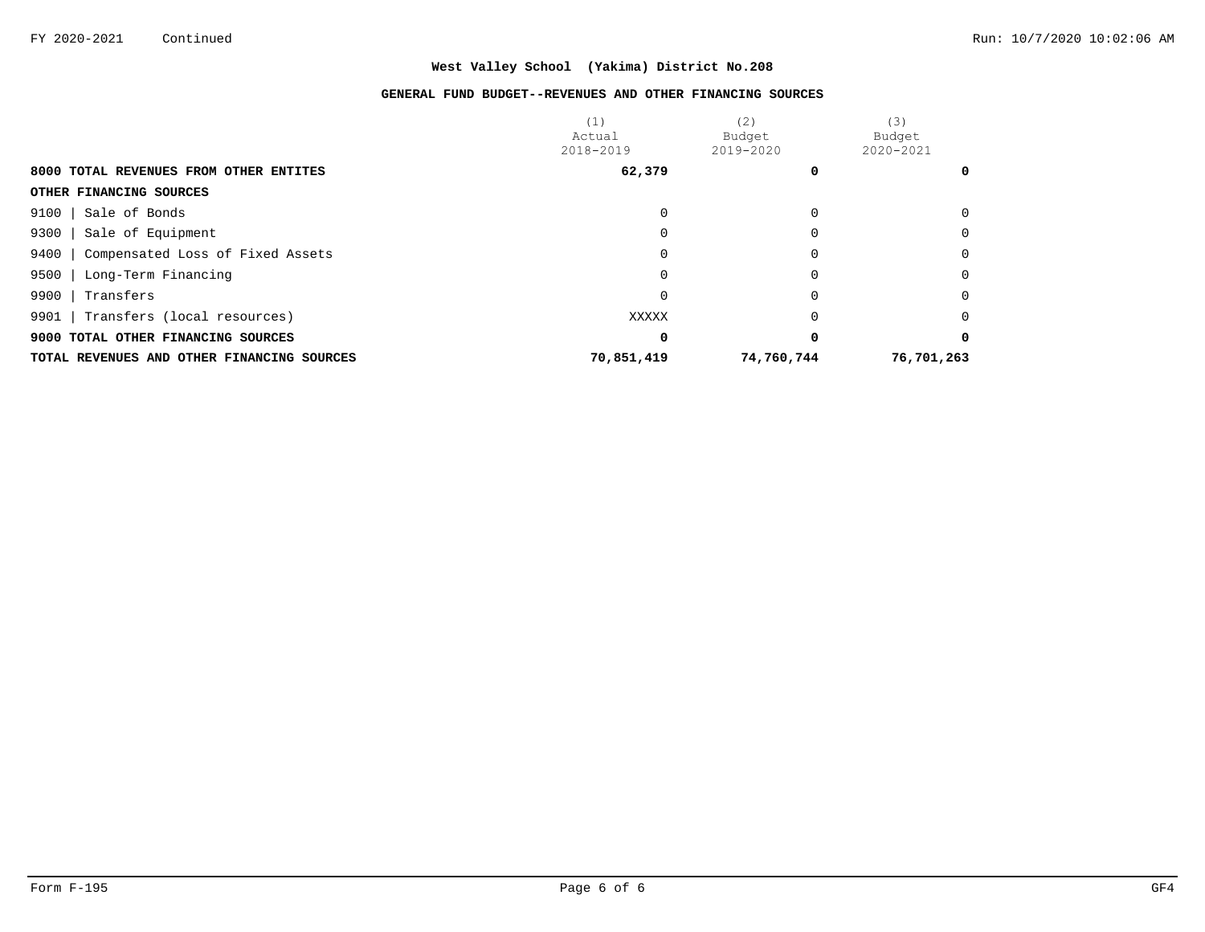**West Valley School (Yakima) District No.208**

**GENERAL FUND BUDGET--REVENUES AND OTHER FINANCING SOURCES**

| | (1) Actual 2018-2019 | (2) Budget 2019-2020 | (3) Budget 2020-2021 |
|---|---|---|---|
| **8000 TOTAL REVENUES FROM OTHER ENTITES** | **62,379** | **0** | **0** |
| **OTHER FINANCING SOURCES** | | | |
| 9100 \| Sale of Bonds | 0 | 0 | 0 |
| 9300 \| Sale of Equipment | 0 | 0 | 0 |
| 9400 \| Compensated Loss of Fixed Assets | 0 | 0 | 0 |
| 9500 \| Long-Term Financing | 0 | 0 | 0 |
| 9900 \| Transfers | 0 | 0 | 0 |
| 9901 \| Transfers (local resources) | XXXXX | 0 | 0 |
| **9000 TOTAL OTHER FINANCING SOURCES** | **0** | **0** | **0** |
| **TOTAL REVENUES AND OTHER FINANCING SOURCES** | **70,851,419** | **74,760,744** | **76,701,263** |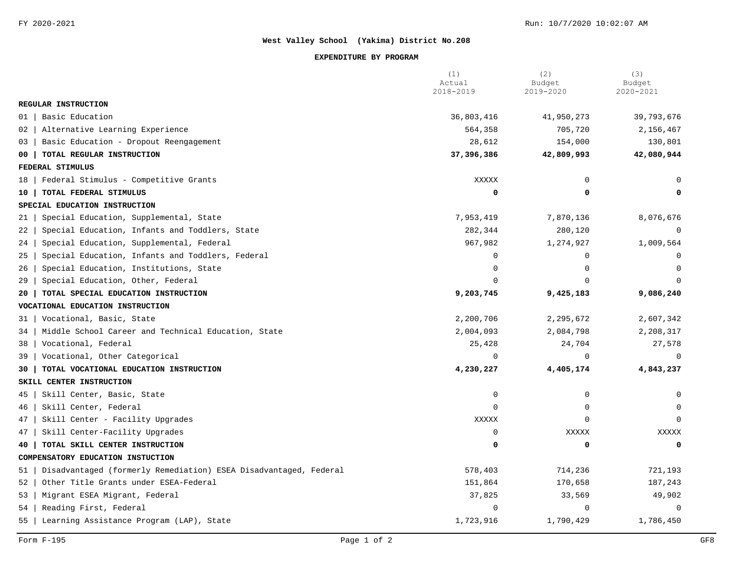FY 2020-2021

**West Valley School (Yakima) District No.208**

**EXPENDITURE BY PROGRAM**

| | (1) Actual 2018-2019 | (2) Budget 2019-2020 | (3) Budget 2020-2021 |
|---|---|---|---|
| **REGULAR INSTRUCTION** | | | |
| 01 \| Basic Education | 36,803,416 | 41,950,273 | 39,793,676 |
| 02 \| Alternative Learning Experience | 564,358 | 705,720 | 2,156,467 |
| 03 \| Basic Education - Dropout Reengagement | 28,612 | 154,000 | 130,801 |
| **00 \| TOTAL REGULAR INSTRUCTION** | **37,396,386** | **42,809,993** | **42,080,944** |
| **FEDERAL STIMULUS** | | | |
| 18 \| Federal Stimulus - Competitive Grants | XXXXX | 0 | 0 |
| **10 \| TOTAL FEDERAL STIMULUS** | **0** | **0** | **0** |
| **SPECIAL EDUCATION INSTRUCTION** | | | |
| 21 \| Special Education, Supplemental, State | 7,953,419 | 7,870,136 | 8,076,676 |
| 22 \| Special Education, Infants and Toddlers, State | 282,344 | 280,120 | 0 |
| 24 \| Special Education, Supplemental, Federal | 967,982 | 1,274,927 | 1,009,564 |
| 25 \| Special Education, Infants and Toddlers, Federal | 0 | 0 | 0 |
| 26 \| Special Education, Institutions, State | 0 | 0 | 0 |
| 29 \| Special Education, Other, Federal | 0 | 0 | 0 |
| **20 \| TOTAL SPECIAL EDUCATION INSTRUCTION** | **9,203,745** | **9,425,183** | **9,086,240** |
| **VOCATIONAL EDUCATION INSTRUCTION** | | | |
| 31 \| Vocational, Basic, State | 2,200,706 | 2,295,672 | 2,607,342 |
| 34 \| Middle School Career and Technical Education, State | 2,004,093 | 2,084,798 | 2,208,317 |
| 38 \| Vocational, Federal | 25,428 | 24,704 | 27,578 |
| 39 \| Vocational, Other Categorical | 0 | 0 | 0 |
| **30 \| TOTAL VOCATIONAL EDUCATION INSTRUCTION** | **4,230,227** | **4,405,174** | **4,843,237** |
| **SKILL CENTER INSTRUCTION** | | | |
| 45 \| Skill Center, Basic, State | 0 | 0 | 0 |
| 46 \| Skill Center, Federal | 0 | 0 | 0 |
| 47 \| Skill Center - Facility Upgrades | XXXXX | 0 | 0 |
| 47 \| Skill Center-Facility Upgrades | 0 | XXXXX | XXXXX |
| **40 \| TOTAL SKILL CENTER INSTRUCTION** | **0** | **0** | **0** |
| **COMPENSATORY EDUCATION INSTUCTION** | | | |
| 51 \| Disadvantaged (formerly Remediation) ESEA Disadvantaged, Federal | 578,403 | 714,236 | 721,193 |
| 52 \| Other Title Grants under ESEA-Federal | 151,864 | 170,658 | 187,243 |
| 53 \| Migrant ESEA Migrant, Federal | 37,825 | 33,569 | 49,902 |
| 54 \| Reading First, Federal | 0 | 0 | 0 |
| 55 \| Learning Assistance Program (LAP), State | 1,723,916 | 1,790,429 | 1,786,450 |

Form F-195 GF8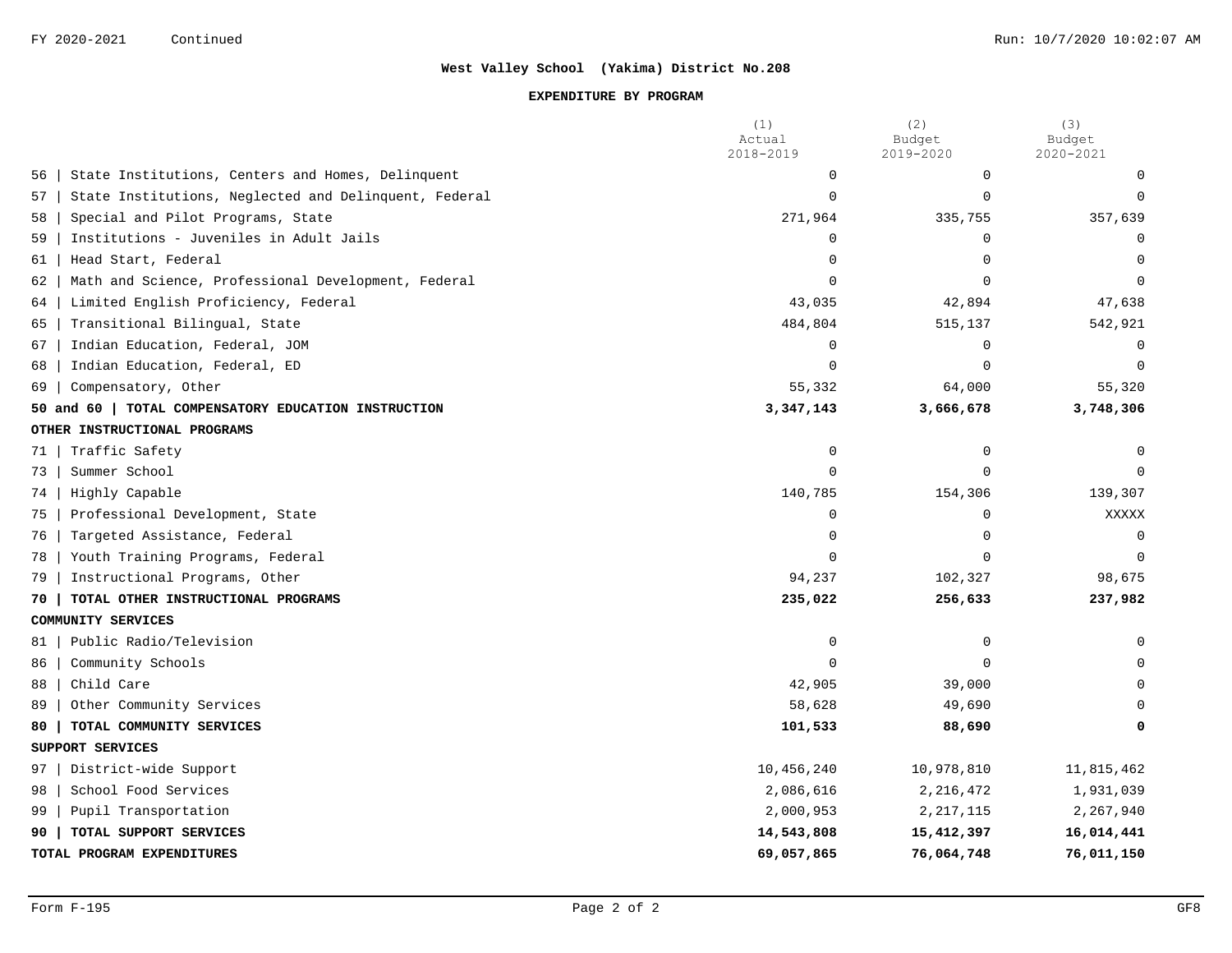**West Valley School (Yakima) District No.208**

**EXPENDITURE BY PROGRAM**

| | (1) Actual 2018-2019 | (2) Budget 2019-2020 | (3) Budget 2020-2021 |
|---|---|---|---|
| 56 \| State Institutions, Centers and Homes, Delinquent | 0 | 0 | 0 |
| 57 \| State Institutions, Neglected and Delinquent, Federal | 0 | 0 | 0 |
| 58 \| Special and Pilot Programs, State | 271,964 | 335,755 | 357,639 |
| 59 \| Institutions - Juveniles in Adult Jails | 0 | 0 | 0 |
| 61 \| Head Start, Federal | 0 | 0 | 0 |
| 62 \| Math and Science, Professional Development, Federal | 0 | 0 | 0 |
| 64 \| Limited English Proficiency, Federal | 43,035 | 42,894 | 47,638 |
| 65 \| Transitional Bilingual, State | 484,804 | 515,137 | 542,921 |
| 67 \| Indian Education, Federal, JOM | 0 | 0 | 0 |
| 68 \| Indian Education, Federal, ED | 0 | 0 | 0 |
| 69 \| Compensatory, Other | 55,332 | 64,000 | 55,320 |
| **50 and 60 \| TOTAL COMPENSATORY EDUCATION INSTRUCTION** | **3,347,143** | **3,666,678** | **3,748,306** |
| **OTHER INSTRUCTIONAL PROGRAMS** | | | |
| 71 \| Traffic Safety | 0 | 0 | 0 |
| 73 \| Summer School | 0 | 0 | 0 |
| 74 \| Highly Capable | 140,785 | 154,306 | 139,307 |
| 75 \| Professional Development, State | 0 | 0 | XXXXX |
| 76 \| Targeted Assistance, Federal | 0 | 0 | 0 |
| 78 \| Youth Training Programs, Federal | 0 | 0 | 0 |
| 79 \| Instructional Programs, Other | 94,237 | 102,327 | 98,675 |
| **70 \| TOTAL OTHER INSTRUCTIONAL PROGRAMS** | **235,022** | **256,633** | **237,982** |
| **COMMUNITY SERVICES** | | | |
| 81 \| Public Radio/Television | 0 | 0 | 0 |
| 86 \| Community Schools | 0 | 0 | 0 |
| 88 \| Child Care | 42,905 | 39,000 | 0 |
| 89 \| Other Community Services | 58,628 | 49,690 | 0 |
| **80 \| TOTAL COMMUNITY SERVICES** | **101,533** | **88,690** | **0** |
| **SUPPORT SERVICES** | | | |
| 97 \| District-wide Support | 10,456,240 | 10,978,810 | 11,815,462 |
| 98 \| School Food Services | 2,086,616 | 2,216,472 | 1,931,039 |
| 99 \| Pupil Transportation | 2,000,953 | 2,217,115 | 2,267,940 |
| **90 \| TOTAL SUPPORT SERVICES** | **14,543,808** | **15,412,397** | **16,014,441** |
| **TOTAL PROGRAM EXPENDITURES** | **69,057,865** | **76,064,748** | **76,011,150** |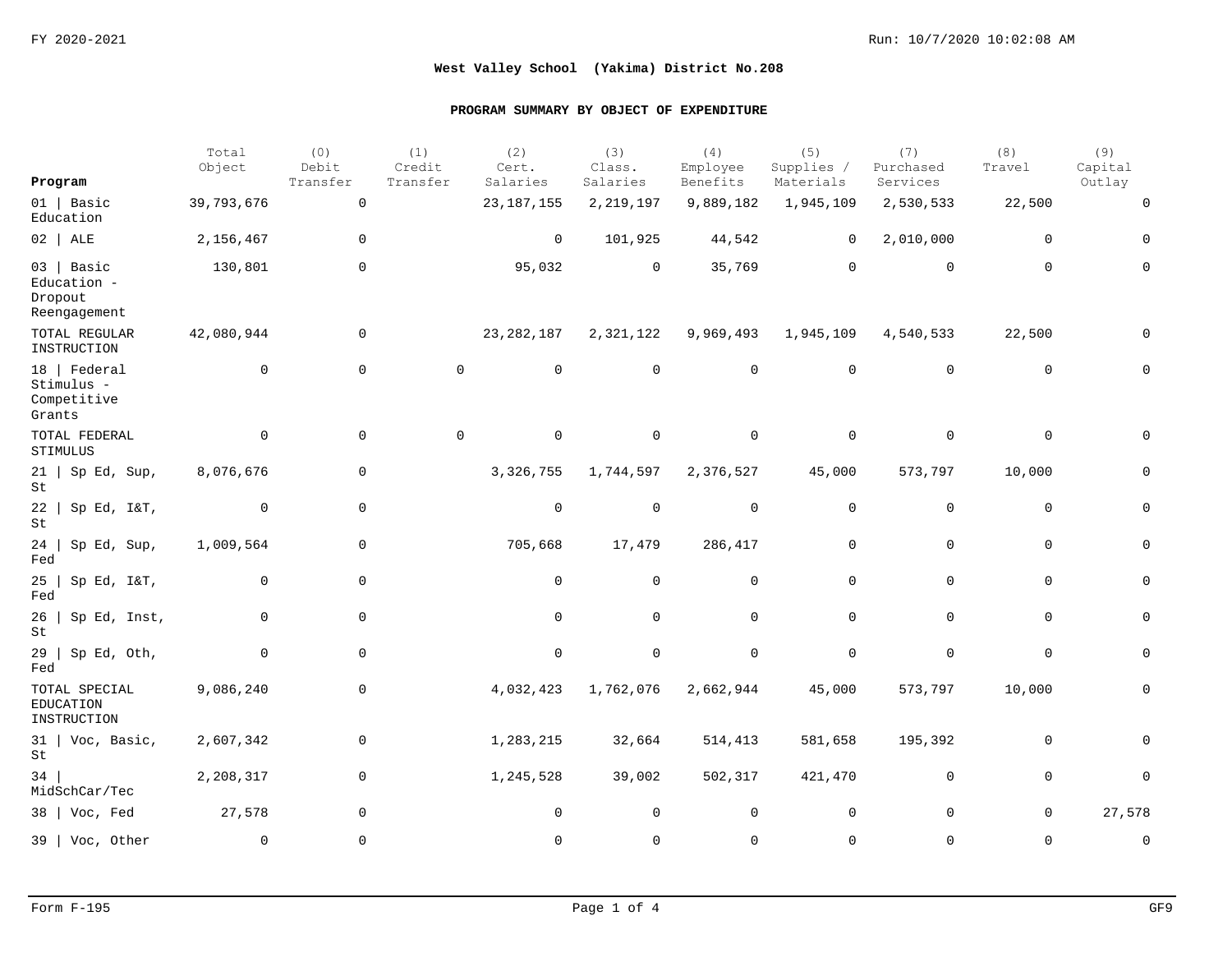**West Valley School (Yakima) District No.208**

**PROGRAM SUMMARY BY OBJECT OF EXPENDITURE**

| Program | Total Object | (0) Debit Transfer | (1) Credit Transfer | (2) Cert. Salaries | (3) Class. Salaries | (4) Employee Benefits | (5) Supplies / Materials | (7) Purchased Services | (8) Travel | (9) Capital Outlay |
|---|---|---|---|---|---|---|---|---|---|---|
| 01 \| Basic Education | 39,793,676 | 0 | | 23,187,155 | 2,219,197 | 9,889,182 | 1,945,109 | 2,530,533 | 22,500 | 0 |
| 02 \| ALE | 2,156,467 | 0 | | 0 | 101,925 | 44,542 | 0 | 2,010,000 | 0 | 0 |
| 03 \| Basic Education - Dropout Reengagement | 130,801 | 0 | | 95,032 | 0 | 35,769 | 0 | 0 | 0 | 0 |
| TOTAL REGULAR INSTRUCTION | 42,080,944 | 0 | | 23,282,187 | 2,321,122 | 9,969,493 | 1,945,109 | 4,540,533 | 22,500 | 0 |
| 18 \| Federal Stimulus - Competitive Grants | 0 | 0 | 0 | 0 | 0 | 0 | 0 | 0 | 0 | 0 |
| TOTAL FEDERAL STIMULUS | 0 | 0 | 0 | 0 | 0 | 0 | 0 | 0 | 0 | 0 |
| 21 \| Sp Ed, Sup, St | 8,076,676 | 0 | | 3,326,755 | 1,744,597 | 2,376,527 | 45,000 | 573,797 | 10,000 | 0 |
| 22 \| Sp Ed, I&T, St | 0 | 0 | | 0 | 0 | 0 | 0 | 0 | 0 | 0 |
| 24 \| Sp Ed, Sup, Fed | 1,009,564 | 0 | | 705,668 | 17,479 | 286,417 | 0 | 0 | 0 | 0 |
| 25 \| Sp Ed, I&T, Fed | 0 | 0 | | 0 | 0 | 0 | 0 | 0 | 0 | 0 |
| 26 \| Sp Ed, Inst, St | 0 | 0 | | 0 | 0 | 0 | 0 | 0 | 0 | 0 |
| 29 \| Sp Ed, Oth, Fed | 0 | 0 | | 0 | 0 | 0 | 0 | 0 | 0 | 0 |
| TOTAL SPECIAL EDUCATION INSTRUCTION | 9,086,240 | 0 | | 4,032,423 | 1,762,076 | 2,662,944 | 45,000 | 573,797 | 10,000 | 0 |
| 31 \| Voc, Basic, St | 2,607,342 | 0 | | 1,283,215 | 32,664 | 514,413 | 581,658 | 195,392 | 0 | 0 |
| 34 \| MidSchCar/Tec | 2,208,317 | 0 | | 1,245,528 | 39,002 | 502,317 | 421,470 | 0 | 0 | 0 |
| 38 \| Voc, Fed | 27,578 | 0 | | 0 | 0 | 0 | 0 | 0 | 0 | 27,578 |
| 39 \| Voc, Other | 0 | 0 | | 0 | 0 | 0 | 0 | 0 | 0 | 0 |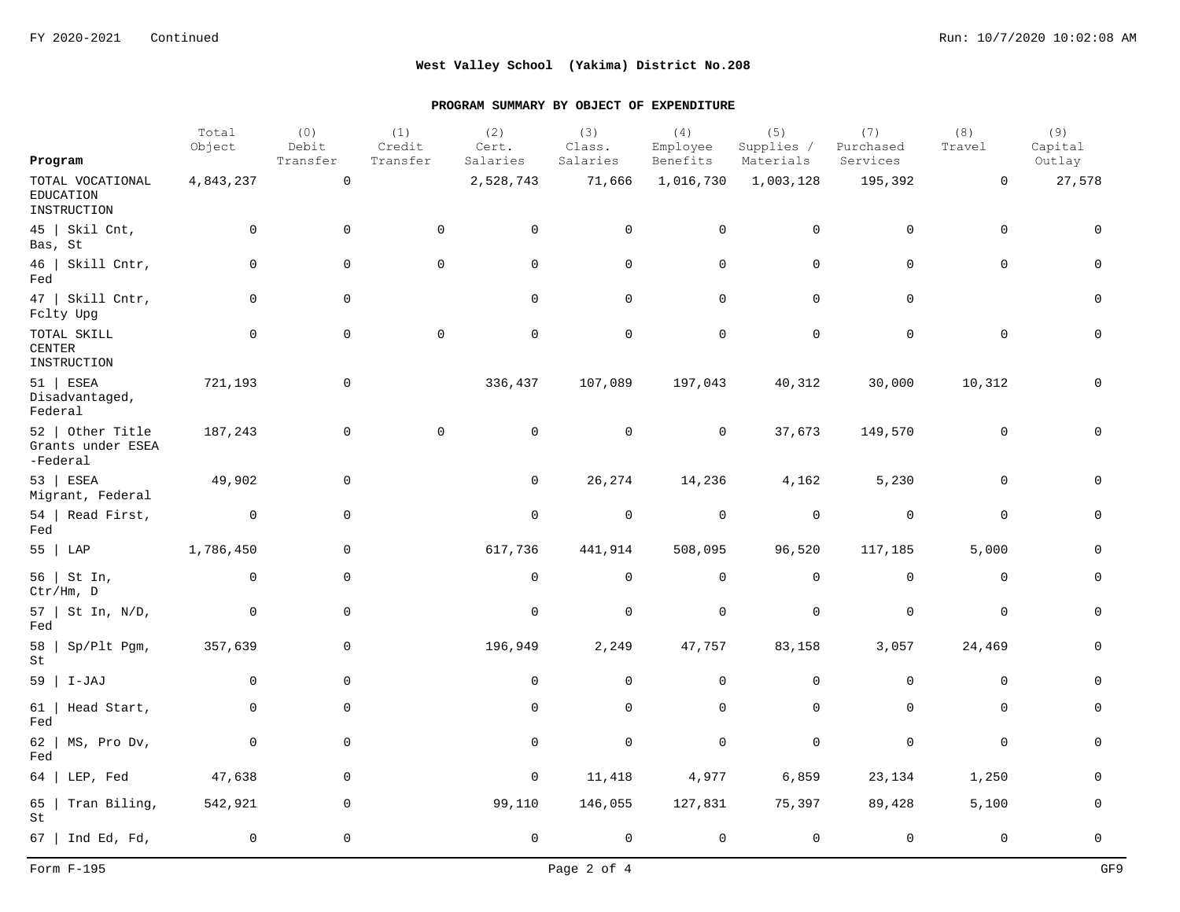**West Valley School (Yakima) District No.208**

**PROGRAM SUMMARY BY OBJECT OF EXPENDITURE**

| Program | Total Object | (0) Debit Transfer | (1) Credit Transfer | (2) Cert. Salaries | (3) Class. Salaries | (4) Employee Benefits | (5) Supplies / Materials | (7) Purchased Services | (8) Travel | (9) Capital Outlay |
|---|---|---|---|---|---|---|---|---|---|---|
| TOTAL VOCATIONAL EDUCATION INSTRUCTION | 4,843,237 | 0 | | 2,528,743 | 71,666 | 1,016,730 | 1,003,128 | 195,392 | 0 | 27,578 |
| 45 \| Skil Cnt, Bas, St | 0 | 0 | 0 | 0 | 0 | 0 | 0 | 0 | 0 | 0 |
| 46 \| Skill Cntr, Fed | 0 | 0 | 0 | 0 | 0 | 0 | 0 | 0 | 0 | 0 |
| 47 \| Skill Cntr, Fclty Upg | 0 | 0 | | 0 | 0 | 0 | 0 | 0 | | 0 |
| TOTAL SKILL CENTER INSTRUCTION | 0 | 0 | 0 | 0 | 0 | 0 | 0 | 0 | 0 | 0 |
| 51 \| ESEA Disadvantaged, Federal | 721,193 | 0 | | 336,437 | 107,089 | 197,043 | 40,312 | 30,000 | 10,312 | 0 |
| 52 \| Other Title Grants under ESEA -Federal | 187,243 | 0 | 0 | 0 | 0 | 0 | 37,673 | 149,570 | 0 | 0 |
| 53 \| ESEA Migrant, Federal | 49,902 | 0 | | 0 | 26,274 | 14,236 | 4,162 | 5,230 | 0 | 0 |
| 54 \| Read First, Fed | 0 | 0 | | 0 | 0 | 0 | 0 | 0 | 0 | 0 |
| 55 \| LAP | 1,786,450 | 0 | | 617,736 | 441,914 | 508,095 | 96,520 | 117,185 | 5,000 | 0 |
| 56 \| St In, Ctr/Hm, D | 0 | 0 | | 0 | 0 | 0 | 0 | 0 | 0 | 0 |
| 57 \| St In, N/D, Fed | 0 | 0 | | 0 | 0 | 0 | 0 | 0 | 0 | 0 |
| 58 \| Sp/Plt Pgm, St | 357,639 | 0 | | 196,949 | 2,249 | 47,757 | 83,158 | 3,057 | 24,469 | 0 |
| 59 \| I-JAJ | 0 | 0 | | 0 | 0 | 0 | 0 | 0 | 0 | 0 |
| 61 \| Head Start, Fed | 0 | 0 | | 0 | 0 | 0 | 0 | 0 | 0 | 0 |
| 62 \| MS, Pro Dv, Fed | 0 | 0 | | 0 | 0 | 0 | 0 | 0 | 0 | 0 |
| 64 \| LEP, Fed | 47,638 | 0 | | 0 | 11,418 | 4,977 | 6,859 | 23,134 | 1,250 | 0 |
| 65 \| Tran Biling, St | 542,921 | 0 | | 99,110 | 146,055 | 127,831 | 75,397 | 89,428 | 5,100 | 0 |
| 67 \| Ind Ed, Fd, | 0 | 0 | | 0 | 0 | 0 | 0 | 0 | 0 | 0 |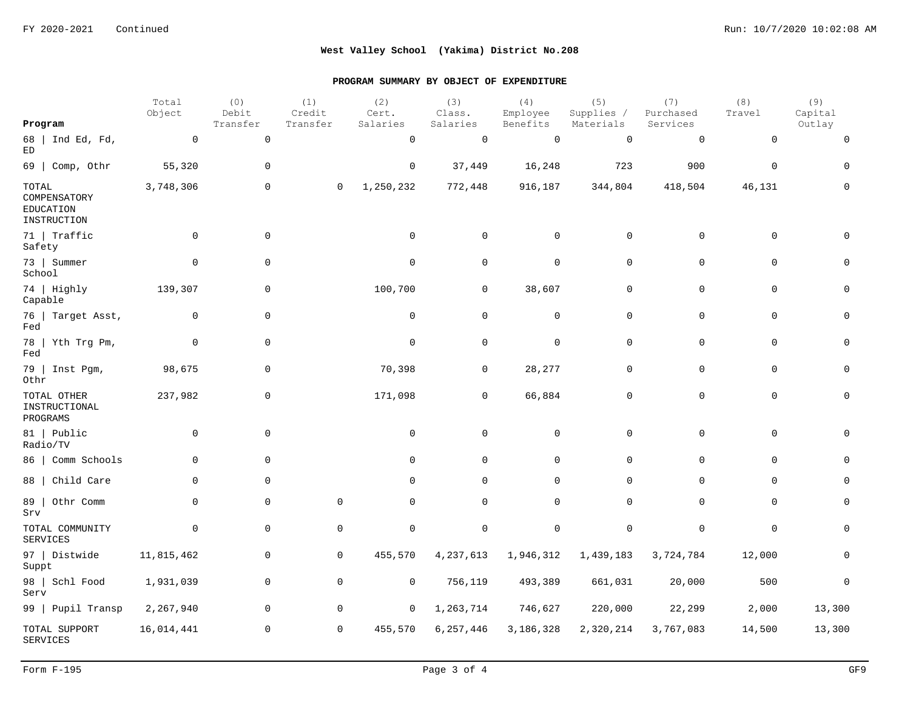**West Valley School (Yakima) District No.208**

**PROGRAM SUMMARY BY OBJECT OF EXPENDITURE**

| Program | Total Object | (0) Debit Transfer | (1) Credit Transfer | (2) Cert. Salaries | (3) Class. Salaries | (4) Employee Benefits | (5) Supplies / Materials | (7) Purchased Services | (8) Travel | (9) Capital Outlay |
|---|---|---|---|---|---|---|---|---|---|---|
| 68 \| Ind Ed, Fd, ED | 0 | 0 | | 0 | 0 | 0 | 0 | 0 | 0 | 0 |
| 69 \| Comp, Othr | 55,320 | 0 | | 0 | 37,449 | 16,248 | 723 | 900 | 0 | 0 |
| TOTAL COMPENSATORY EDUCATION INSTRUCTION | 3,748,306 | 0 | 0 | 1,250,232 | 772,448 | 916,187 | 344,804 | 418,504 | 46,131 | 0 |
| 71 \| Traffic Safety | 0 | 0 | | 0 | 0 | 0 | 0 | 0 | 0 | 0 |
| 73 \| Summer School | 0 | 0 | | 0 | 0 | 0 | 0 | 0 | 0 | 0 |
| 74 \| Highly Capable | 139,307 | 0 | | 100,700 | 0 | 38,607 | 0 | 0 | 0 | 0 |
| 76 \| Target Asst, Fed | 0 | 0 | | 0 | 0 | 0 | 0 | 0 | 0 | 0 |
| 78 \| Yth Trg Pm, Fed | 0 | 0 | | 0 | 0 | 0 | 0 | 0 | 0 | 0 |
| 79 \| Inst Pgm, Othr | 98,675 | 0 | | 70,398 | 0 | 28,277 | 0 | 0 | 0 | 0 |
| TOTAL OTHER INSTRUCTIONAL PROGRAMS | 237,982 | 0 | | 171,098 | 0 | 66,884 | 0 | 0 | 0 | 0 |
| 81 \| Public Radio/TV | 0 | 0 | | 0 | 0 | 0 | 0 | 0 | 0 | 0 |
| 86 \| Comm Schools | 0 | 0 | | 0 | 0 | 0 | 0 | 0 | 0 | 0 |
| 88 \| Child Care | 0 | 0 | | 0 | 0 | 0 | 0 | 0 | 0 | 0 |
| 89 \| Othr Comm Srv | 0 | 0 | 0 | 0 | 0 | 0 | 0 | 0 | 0 | 0 |
| TOTAL COMMUNITY SERVICES | 0 | 0 | 0 | 0 | 0 | 0 | 0 | 0 | 0 | 0 |
| 97 \| Distwide Suppt | 11,815,462 | 0 | 0 | 455,570 | 4,237,613 | 1,946,312 | 1,439,183 | 3,724,784 | 12,000 | 0 |
| 98 \| Schl Food Serv | 1,931,039 | 0 | 0 | 0 | 756,119 | 493,389 | 661,031 | 20,000 | 500 | 0 |
| 99 \| Pupil Transp | 2,267,940 | 0 | 0 | 0 | 1,263,714 | 746,627 | 220,000 | 22,299 | 2,000 | 13,300 |
| TOTAL SUPPORT SERVICES | 16,014,441 | 0 | 0 | 455,570 | 6,257,446 | 3,186,328 | 2,320,214 | 3,767,083 | 14,500 | 13,300 |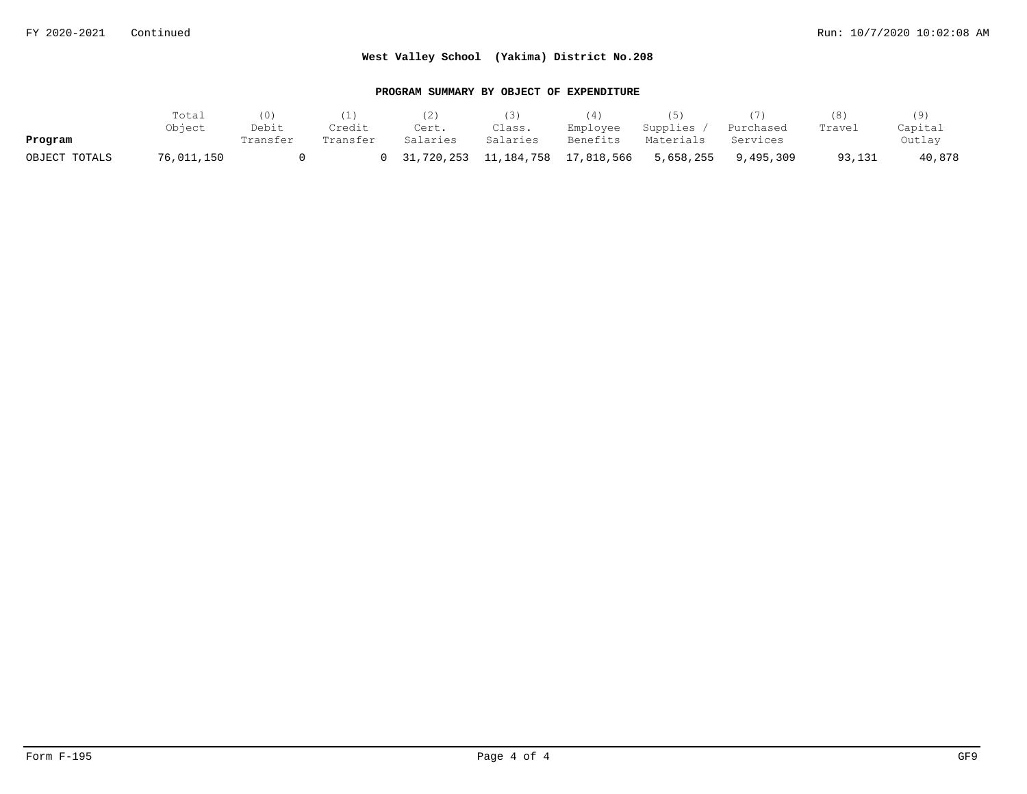## West Valley School (Yakima) District No.208

### PROGRAM SUMMARY BY OBJECT OF EXPENDITURE

| Program | Total Object | (0) Debit Transfer | (1) Credit Transfer | (2) Cert. Salaries | (3) Class. Salaries | (4) Employee Benefits | (5) Supplies / Materials | (7) Purchased Services | (8) Travel | (9) Capital Outlay |
|---|---|---|---|---|---|---|---|---|---|---|
| OBJECT TOTALS | 76,011,150 | 0 | 0 | 31,720,253 | 11,184,758 | 17,818,566 | 5,658,255 | 9,495,309 | 93,131 | 40,878 |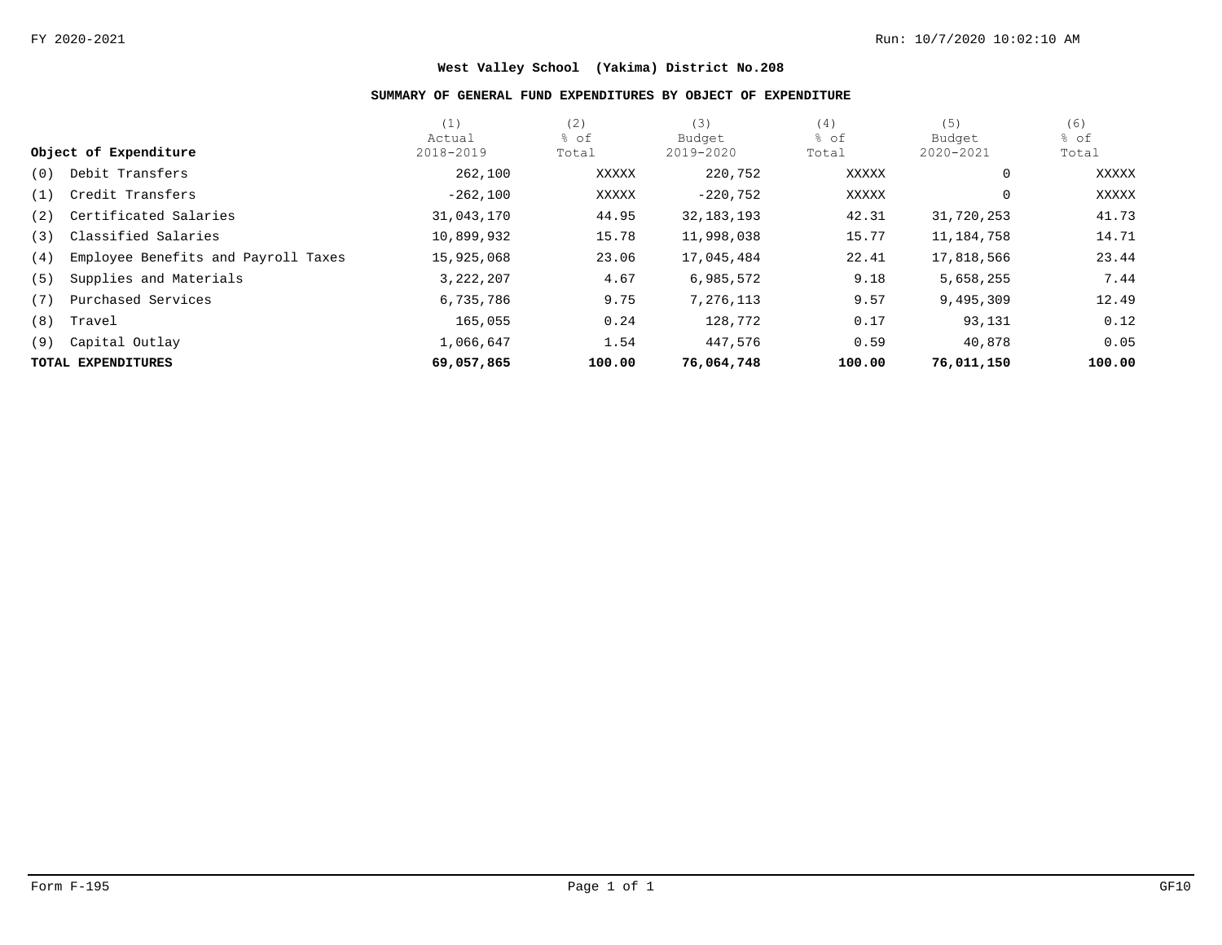**West Valley School (Yakima) District No.208**

**SUMMARY OF GENERAL FUND EXPENDITURES BY OBJECT OF EXPENDITURE**

| Object of Expenditure | (1) Actual 2018-2019 | (2) % of Total | (3) Budget 2019-2020 | (4) % of Total | (5) Budget 2020-2021 | (6) % of Total |
|---|---|---|---|---|---|---|
| (0) Debit Transfers | 262,100 | XXXXX | 220,752 | XXXXX | 0 | XXXXX |
| (1) Credit Transfers | -262,100 | XXXXX | -220,752 | XXXXX | 0 | XXXXX |
| (2) Certificated Salaries | 31,043,170 | 44.95 | 32,183,193 | 42.31 | 31,720,253 | 41.73 |
| (3) Classified Salaries | 10,899,932 | 15.78 | 11,998,038 | 15.77 | 11,184,758 | 14.71 |
| (4) Employee Benefits and Payroll Taxes | 15,925,068 | 23.06 | 17,045,484 | 22.41 | 17,818,566 | 23.44 |
| (5) Supplies and Materials | 3,222,207 | 4.67 | 6,985,572 | 9.18 | 5,658,255 | 7.44 |
| (7) Purchased Services | 6,735,786 | 9.75 | 7,276,113 | 9.57 | 9,495,309 | 12.49 |
| (8) Travel | 165,055 | 0.24 | 128,772 | 0.17 | 93,131 | 0.12 |
| (9) Capital Outlay | 1,066,647 | 1.54 | 447,576 | 0.59 | 40,878 | 0.05 |
| **TOTAL EXPENDITURES** | **69,057,865** | **100.00** | **76,064,748** | **100.00** | **76,011,150** | **100.00** |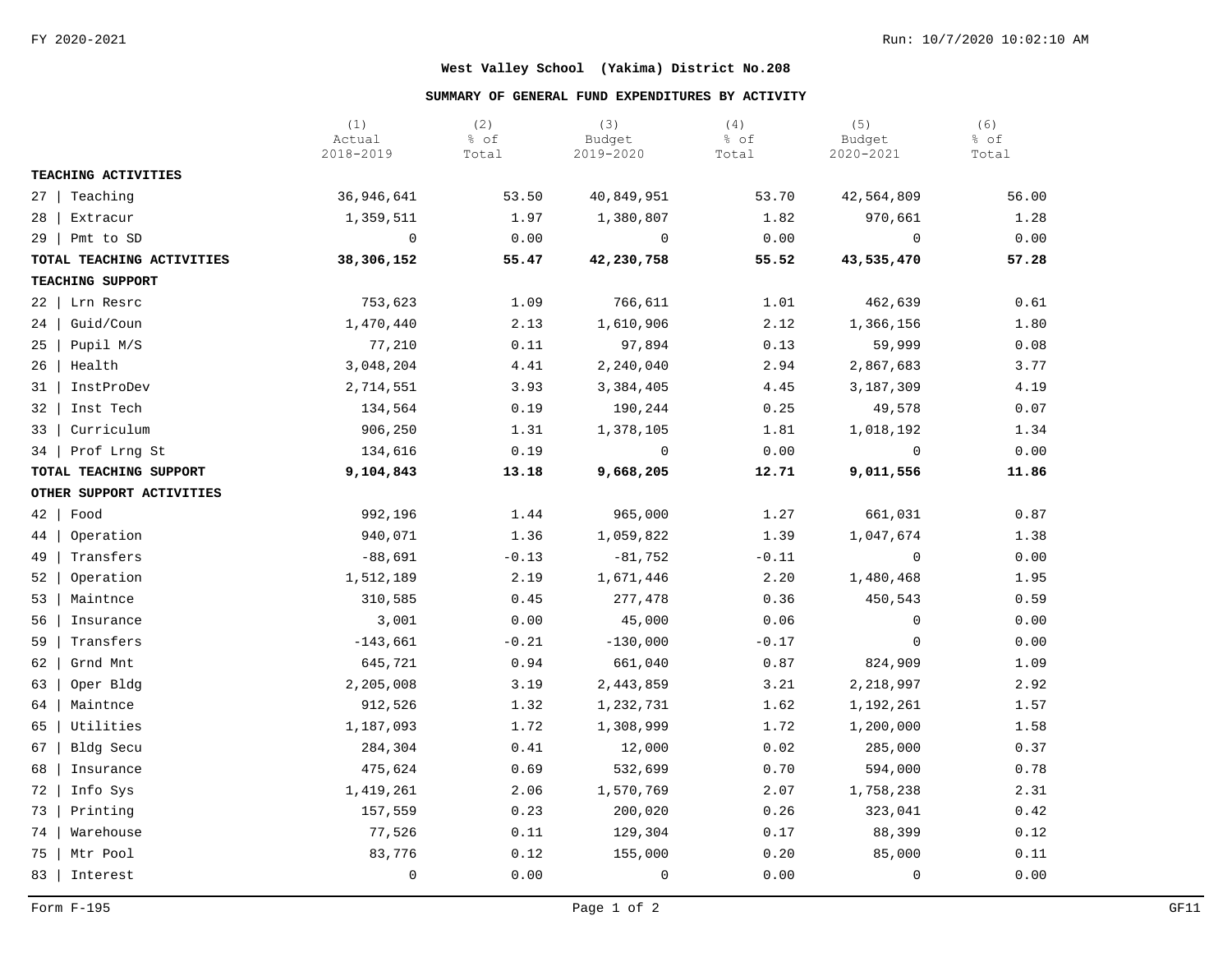FY 2020-2021

**West Valley School (Yakima) District No.208**

**SUMMARY OF GENERAL FUND EXPENDITURES BY ACTIVITY**

| | (1) Actual 2018-2019 | (2) % of Total | (3) Budget 2019-2020 | (4) % of Total | (5) Budget 2020-2021 | (6) % of Total |
|---|---|---|---|---|---|---|
| **TEACHING ACTIVITIES** | | | | | | |
| 27 \| Teaching | 36,946,641 | 53.50 | 40,849,951 | 53.70 | 42,564,809 | 56.00 |
| 28 \| Extracur | 1,359,511 | 1.97 | 1,380,807 | 1.82 | 970,661 | 1.28 |
| 29 \| Pmt to SD | 0 | 0.00 | 0 | 0.00 | 0 | 0.00 |
| **TOTAL TEACHING ACTIVITIES** | **38,306,152** | **55.47** | **42,230,758** | **55.52** | **43,535,470** | **57.28** |
| **TEACHING SUPPORT** | | | | | | |
| 22 \| Lrn Resrc | 753,623 | 1.09 | 766,611 | 1.01 | 462,639 | 0.61 |
| 24 \| Guid/Coun | 1,470,440 | 2.13 | 1,610,906 | 2.12 | 1,366,156 | 1.80 |
| 25 \| Pupil M/S | 77,210 | 0.11 | 97,894 | 0.13 | 59,999 | 0.08 |
| 26 \| Health | 3,048,204 | 4.41 | 2,240,040 | 2.94 | 2,867,683 | 3.77 |
| 31 \| InstProDev | 2,714,551 | 3.93 | 3,384,405 | 4.45 | 3,187,309 | 4.19 |
| 32 \| Inst Tech | 134,564 | 0.19 | 190,244 | 0.25 | 49,578 | 0.07 |
| 33 \| Curriculum | 906,250 | 1.31 | 1,378,105 | 1.81 | 1,018,192 | 1.34 |
| 34 \| Prof Lrng St | 134,616 | 0.19 | 0 | 0.00 | 0 | 0.00 |
| **TOTAL TEACHING SUPPORT** | **9,104,843** | **13.18** | **9,668,205** | **12.71** | **9,011,556** | **11.86** |
| **OTHER SUPPORT ACTIVITIES** | | | | | | |
| 42 \| Food | 992,196 | 1.44 | 965,000 | 1.27 | 661,031 | 0.87 |
| 44 \| Operation | 940,071 | 1.36 | 1,059,822 | 1.39 | 1,047,674 | 1.38 |
| 49 \| Transfers | -88,691 | -0.13 | -81,752 | -0.11 | 0 | 0.00 |
| 52 \| Operation | 1,512,189 | 2.19 | 1,671,446 | 2.20 | 1,480,468 | 1.95 |
| 53 \| Maintnce | 310,585 | 0.45 | 277,478 | 0.36 | 450,543 | 0.59 |
| 56 \| Insurance | 3,001 | 0.00 | 45,000 | 0.06 | 0 | 0.00 |
| 59 \| Transfers | -143,661 | -0.21 | -130,000 | -0.17 | 0 | 0.00 |
| 62 \| Grnd Mnt | 645,721 | 0.94 | 661,040 | 0.87 | 824,909 | 1.09 |
| 63 \| Oper Bldg | 2,205,008 | 3.19 | 2,443,859 | 3.21 | 2,218,997 | 2.92 |
| 64 \| Maintnce | 912,526 | 1.32 | 1,232,731 | 1.62 | 1,192,261 | 1.57 |
| 65 \| Utilities | 1,187,093 | 1.72 | 1,308,999 | 1.72 | 1,200,000 | 1.58 |
| 67 \| Bldg Secu | 284,304 | 0.41 | 12,000 | 0.02 | 285,000 | 0.37 |
| 68 \| Insurance | 475,624 | 0.69 | 532,699 | 0.70 | 594,000 | 0.78 |
| 72 \| Info Sys | 1,419,261 | 2.06 | 1,570,769 | 2.07 | 1,758,238 | 2.31 |
| 73 \| Printing | 157,559 | 0.23 | 200,020 | 0.26 | 323,041 | 0.42 |
| 74 \| Warehouse | 77,526 | 0.11 | 129,304 | 0.17 | 88,399 | 0.12 |
| 75 \| Mtr Pool | 83,776 | 0.12 | 155,000 | 0.20 | 85,000 | 0.11 |
| 83 \| Interest | 0 | 0.00 | 0 | 0.00 | 0 | 0.00 |

Form F-195 GF11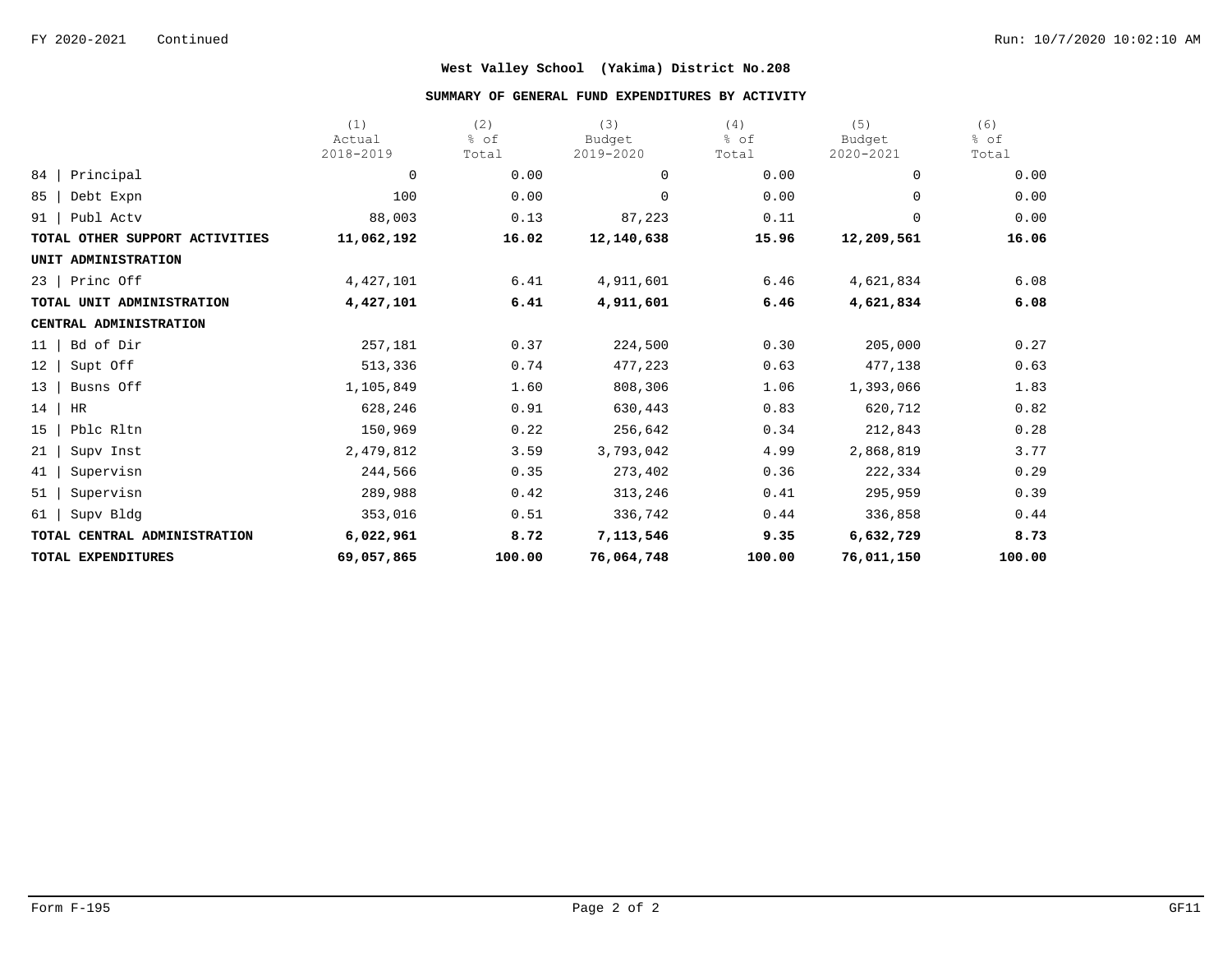FY 2020-2021 Continued

**West Valley School (Yakima) District No.208**

**SUMMARY OF GENERAL FUND EXPENDITURES BY ACTIVITY**

| | (1) Actual 2018-2019 | (2) % of Total | (3) Budget 2019-2020 | (4) % of Total | (5) Budget 2020-2021 | (6) % of Total |
|---|---|---|---|---|---|---|
| 84 \| Principal | 0 | 0.00 | 0 | 0.00 | 0 | 0.00 |
| 85 \| Debt Expn | 100 | 0.00 | 0 | 0.00 | 0 | 0.00 |
| 91 \| Publ Actv | 88,003 | 0.13 | 87,223 | 0.11 | 0 | 0.00 |
| **TOTAL OTHER SUPPORT ACTIVITIES** | **11,062,192** | **16.02** | **12,140,638** | **15.96** | **12,209,561** | **16.06** |
| **UNIT ADMINISTRATION** | | | | | | |
| 23 \| Princ Off | 4,427,101 | 6.41 | 4,911,601 | 6.46 | 4,621,834 | 6.08 |
| **TOTAL UNIT ADMINISTRATION** | **4,427,101** | **6.41** | **4,911,601** | **6.46** | **4,621,834** | **6.08** |
| **CENTRAL ADMINISTRATION** | | | | | | |
| 11 \| Bd of Dir | 257,181 | 0.37 | 224,500 | 0.30 | 205,000 | 0.27 |
| 12 \| Supt Off | 513,336 | 0.74 | 477,223 | 0.63 | 477,138 | 0.63 |
| 13 \| Busns Off | 1,105,849 | 1.60 | 808,306 | 1.06 | 1,393,066 | 1.83 |
| 14 \| HR | 628,246 | 0.91 | 630,443 | 0.83 | 620,712 | 0.82 |
| 15 \| Pblc Rltn | 150,969 | 0.22 | 256,642 | 0.34 | 212,843 | 0.28 |
| 21 \| Supv Inst | 2,479,812 | 3.59 | 3,793,042 | 4.99 | 2,868,819 | 3.77 |
| 41 \| Supervisn | 244,566 | 0.35 | 273,402 | 0.36 | 222,334 | 0.29 |
| 51 \| Supervisn | 289,988 | 0.42 | 313,246 | 0.41 | 295,959 | 0.39 |
| 61 \| Supv Bldg | 353,016 | 0.51 | 336,742 | 0.44 | 336,858 | 0.44 |
| **TOTAL CENTRAL ADMINISTRATION** | **6,022,961** | **8.72** | **7,113,546** | **9.35** | **6,632,729** | **8.73** |
| **TOTAL EXPENDITURES** | **69,057,865** | **100.00** | **76,064,748** | **100.00** | **76,011,150** | **100.00** |

Form F-195 GF11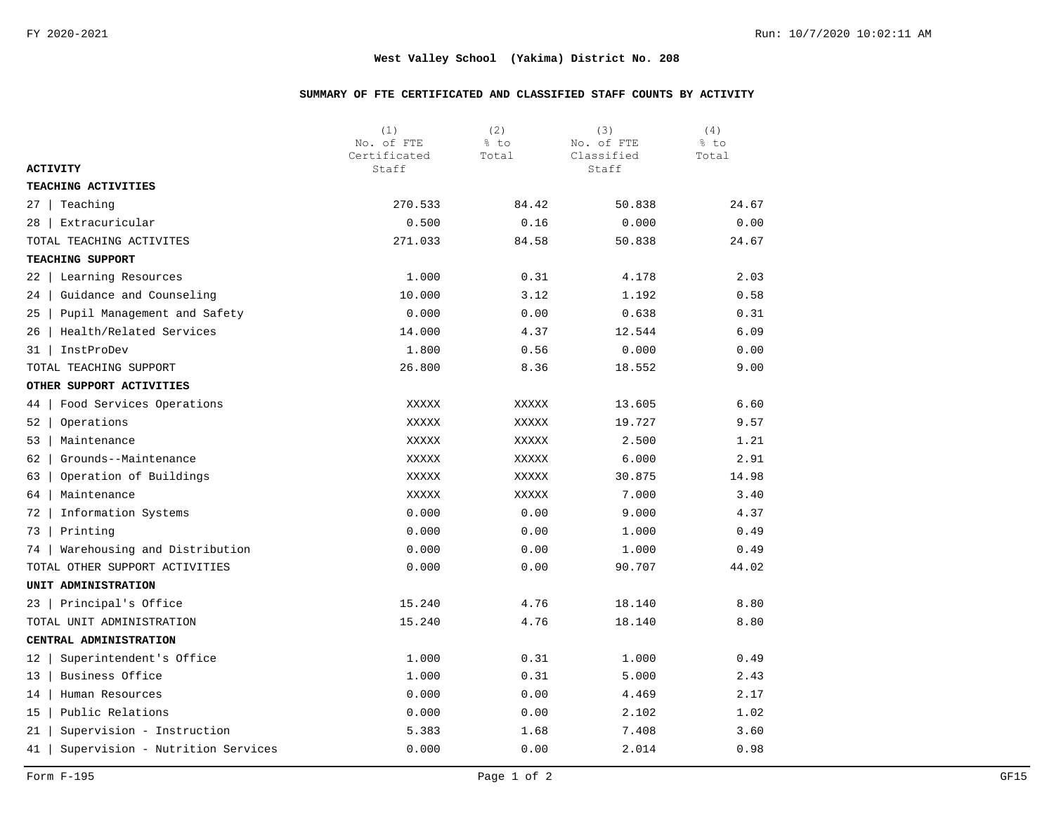**West Valley School (Yakima) District No. 208**

**SUMMARY OF FTE CERTIFICATED AND CLASSIFIED STAFF COUNTS BY ACTIVITY**

| ACTIVITY | (1) No. of FTE Certificated Staff | (2) % to Total | (3) No. of FTE Classified Staff | (4) % to Total |
|---|---|---|---|---|
| **TEACHING ACTIVITIES** | | | | |
| 27 \| Teaching | 270.533 | 84.42 | 50.838 | 24.67 |
| 28 \| Extracuricular | 0.500 | 0.16 | 0.000 | 0.00 |
| TOTAL TEACHING ACTIVITES | 271.033 | 84.58 | 50.838 | 24.67 |
| **TEACHING SUPPORT** | | | | |
| 22 \| Learning Resources | 1.000 | 0.31 | 4.178 | 2.03 |
| 24 \| Guidance and Counseling | 10.000 | 3.12 | 1.192 | 0.58 |
| 25 \| Pupil Management and Safety | 0.000 | 0.00 | 0.638 | 0.31 |
| 26 \| Health/Related Services | 14.000 | 4.37 | 12.544 | 6.09 |
| 31 \| InstProDev | 1.800 | 0.56 | 0.000 | 0.00 |
| TOTAL TEACHING SUPPORT | 26.800 | 8.36 | 18.552 | 9.00 |
| **OTHER SUPPORT ACTIVITIES** | | | | |
| 44 \| Food Services Operations | XXXXX | XXXXX | 13.605 | 6.60 |
| 52 \| Operations | XXXXX | XXXXX | 19.727 | 9.57 |
| 53 \| Maintenance | XXXXX | XXXXX | 2.500 | 1.21 |
| 62 \| Grounds--Maintenance | XXXXX | XXXXX | 6.000 | 2.91 |
| 63 \| Operation of Buildings | XXXXX | XXXXX | 30.875 | 14.98 |
| 64 \| Maintenance | XXXXX | XXXXX | 7.000 | 3.40 |
| 72 \| Information Systems | 0.000 | 0.00 | 9.000 | 4.37 |
| 73 \| Printing | 0.000 | 0.00 | 1.000 | 0.49 |
| 74 \| Warehousing and Distribution | 0.000 | 0.00 | 1.000 | 0.49 |
| TOTAL OTHER SUPPORT ACTIVITIES | 0.000 | 0.00 | 90.707 | 44.02 |
| **UNIT ADMINISTRATION** | | | | |
| 23 \| Principal's Office | 15.240 | 4.76 | 18.140 | 8.80 |
| TOTAL UNIT ADMINISTRATION | 15.240 | 4.76 | 18.140 | 8.80 |
| **CENTRAL ADMINISTRATION** | | | | |
| 12 \| Superintendent's Office | 1.000 | 0.31 | 1.000 | 0.49 |
| 13 \| Business Office | 1.000 | 0.31 | 5.000 | 2.43 |
| 14 \| Human Resources | 0.000 | 0.00 | 4.469 | 2.17 |
| 15 \| Public Relations | 0.000 | 0.00 | 2.102 | 1.02 |
| 21 \| Supervision - Instruction | 5.383 | 1.68 | 7.408 | 3.60 |
| 41 \| Supervision - Nutrition Services | 0.000 | 0.00 | 2.014 | 0.98 |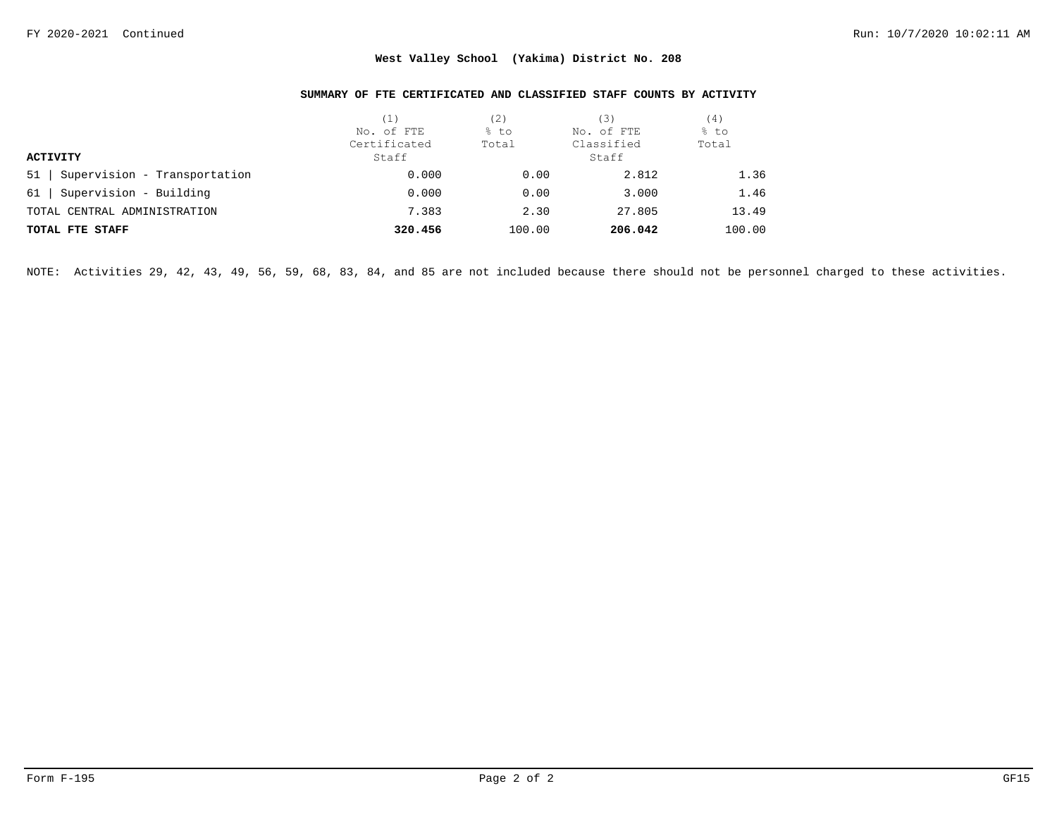**West Valley School (Yakima) District No. 208**

**SUMMARY OF FTE CERTIFICATED AND CLASSIFIED STAFF COUNTS BY ACTIVITY**

| ACTIVITY | (1) No. of FTE Certificated Staff | (2) % to Total | (3) No. of FTE Classified Staff | (4) % to Total |
|---|---|---|---|---|
| 51 \| Supervision - Transportation | 0.000 | 0.00 | 2.812 | 1.36 |
| 61 \| Supervision - Building | 0.000 | 0.00 | 3.000 | 1.46 |
| TOTAL CENTRAL ADMINISTRATION | 7.383 | 2.30 | 27.805 | 13.49 |
| **TOTAL FTE STAFF** | **320.456** | 100.00 | **206.042** | 100.00 |

NOTE: Activities 29, 42, 43, 49, 56, 59, 68, 83, 84, and 85 are not included because there should not be personnel charged to these activities.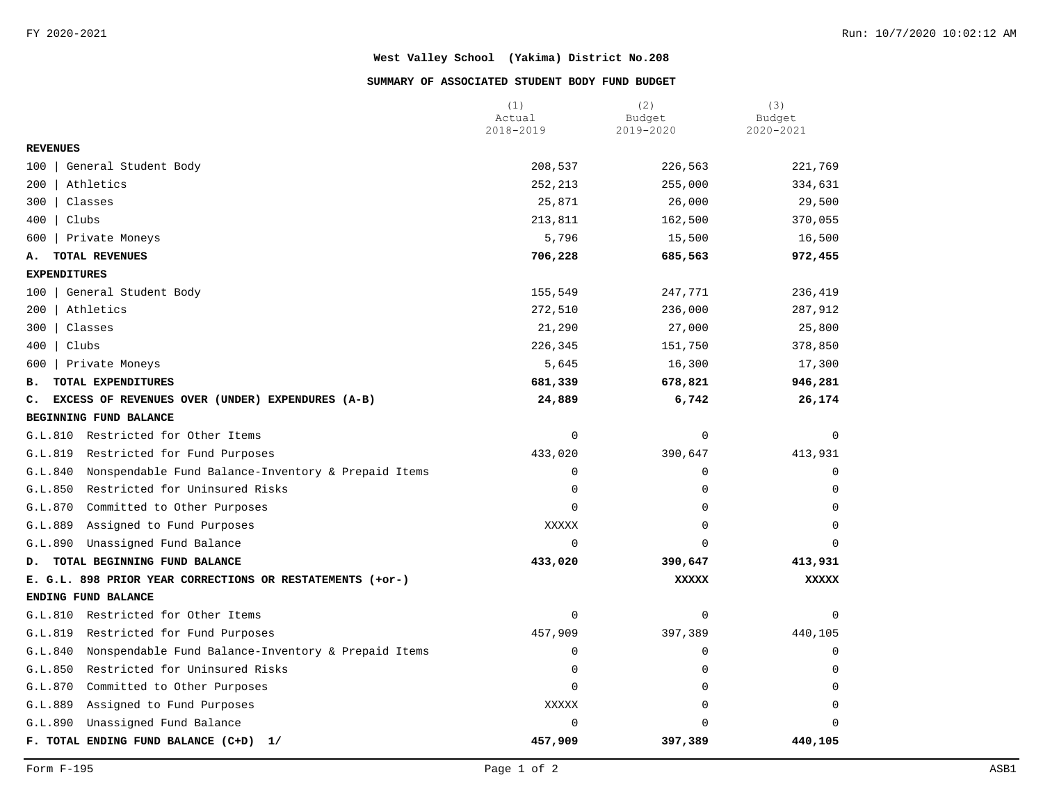**West Valley School (Yakima) District No.208**

**SUMMARY OF ASSOCIATED STUDENT BODY FUND BUDGET**

| | (1) Actual 2018-2019 | (2) Budget 2019-2020 | (3) Budget 2020-2021 |
|---|---|---|---|
| **REVENUES** | | | |
| 100 \| General Student Body | 208,537 | 226,563 | 221,769 |
| 200 \| Athletics | 252,213 | 255,000 | 334,631 |
| 300 \| Classes | 25,871 | 26,000 | 29,500 |
| 400 \| Clubs | 213,811 | 162,500 | 370,055 |
| 600 \| Private Moneys | 5,796 | 15,500 | 16,500 |
| **A. TOTAL REVENUES** | **706,228** | **685,563** | **972,455** |
| **EXPENDITURES** | | | |
| 100 \| General Student Body | 155,549 | 247,771 | 236,419 |
| 200 \| Athletics | 272,510 | 236,000 | 287,912 |
| 300 \| Classes | 21,290 | 27,000 | 25,800 |
| 400 \| Clubs | 226,345 | 151,750 | 378,850 |
| 600 \| Private Moneys | 5,645 | 16,300 | 17,300 |
| **B. TOTAL EXPENDITURES** | **681,339** | **678,821** | **946,281** |
| **C. EXCESS OF REVENUES OVER (UNDER) EXPENDURES (A-B)** | **24,889** | **6,742** | **26,174** |
| **BEGINNING FUND BALANCE** | | | |
| G.L.810 Restricted for Other Items | 0 | 0 | 0 |
| G.L.819 Restricted for Fund Purposes | 433,020 | 390,647 | 413,931 |
| G.L.840 Nonspendable Fund Balance-Inventory & Prepaid Items | 0 | 0 | 0 |
| G.L.850 Restricted for Uninsured Risks | 0 | 0 | 0 |
| G.L.870 Committed to Other Purposes | 0 | 0 | 0 |
| G.L.889 Assigned to Fund Purposes | XXXXX | 0 | 0 |
| G.L.890 Unassigned Fund Balance | 0 | 0 | 0 |
| **D. TOTAL BEGINNING FUND BALANCE** | **433,020** | **390,647** | **413,931** |
| **E. G.L. 898 PRIOR YEAR CORRECTIONS OR RESTATEMENTS (+or-)** | | **XXXXX** | **XXXXX** |
| **ENDING FUND BALANCE** | | | |
| G.L.810 Restricted for Other Items | 0 | 0 | 0 |
| G.L.819 Restricted for Fund Purposes | 457,909 | 397,389 | 440,105 |
| G.L.840 Nonspendable Fund Balance-Inventory & Prepaid Items | 0 | 0 | 0 |
| G.L.850 Restricted for Uninsured Risks | 0 | 0 | 0 |
| G.L.870 Committed to Other Purposes | 0 | 0 | 0 |
| G.L.889 Assigned to Fund Purposes | XXXXX | 0 | 0 |
| G.L.890 Unassigned Fund Balance | 0 | 0 | 0 |
| **F. TOTAL ENDING FUND BALANCE (C+D) 1/** | **457,909** | **397,389** | **440,105** |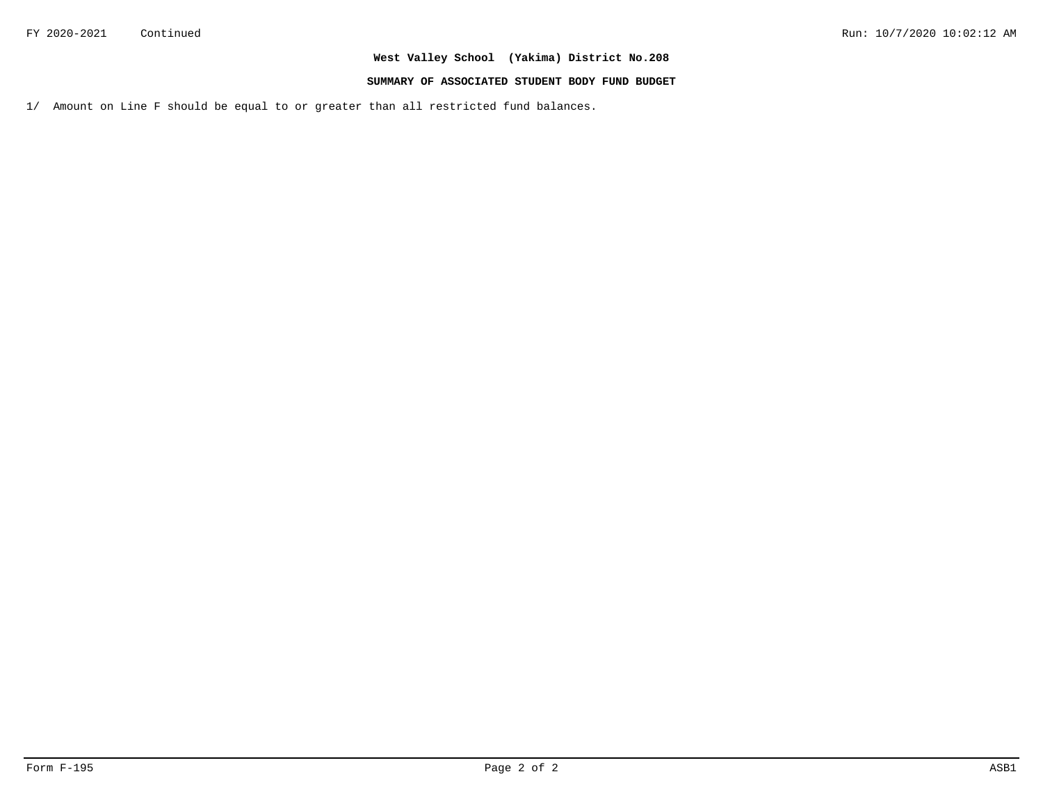**West Valley School (Yakima) District No.208**

**SUMMARY OF ASSOCIATED STUDENT BODY FUND BUDGET**

1/ Amount on Line F should be equal to or greater than all restricted fund balances.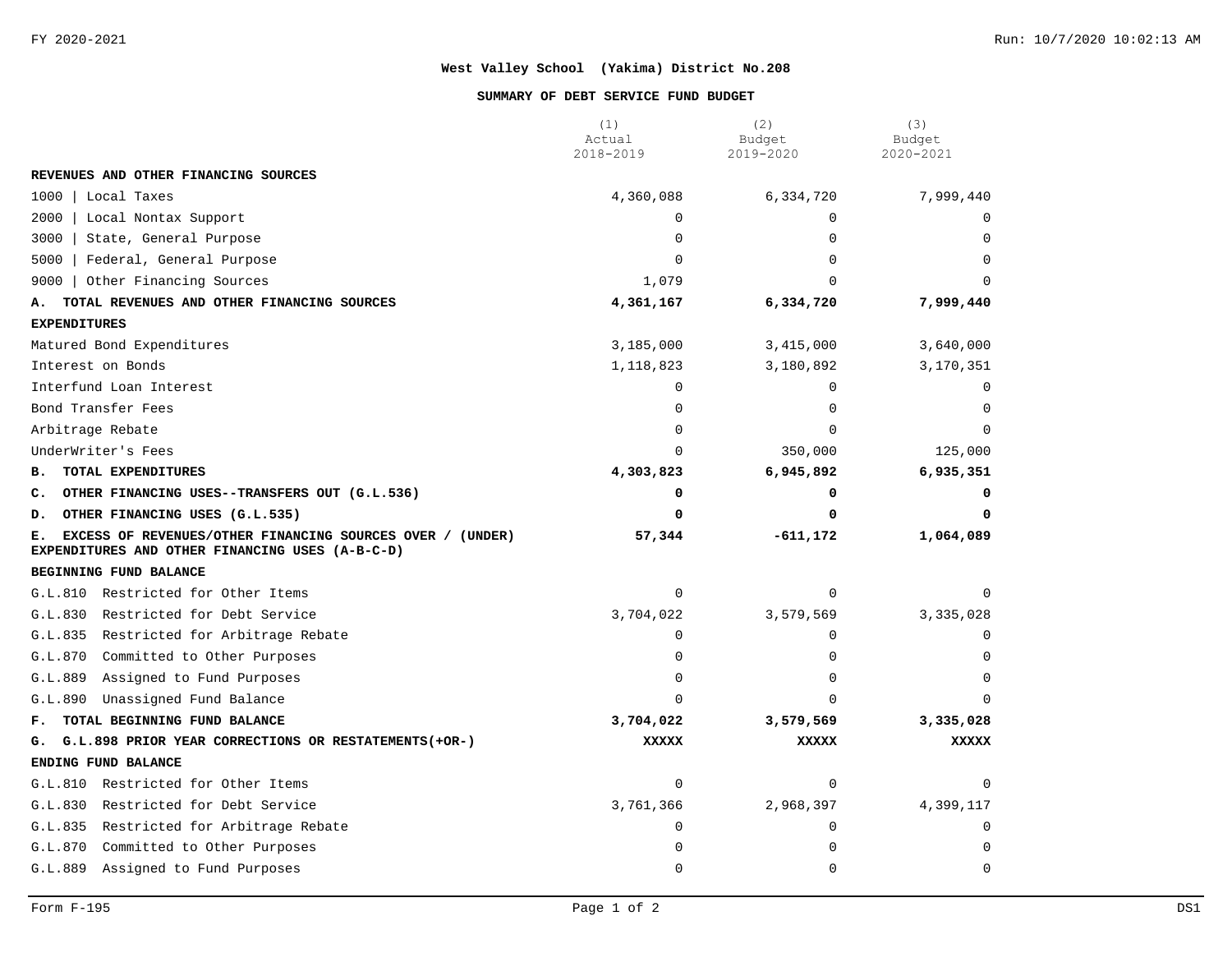**West Valley School (Yakima) District No.208**

**SUMMARY OF DEBT SERVICE FUND BUDGET**

| | (1) Actual 2018-2019 | (2) Budget 2019-2020 | (3) Budget 2020-2021 |
|---|---|---|---|
| **REVENUES AND OTHER FINANCING SOURCES** | | | |
| 1000 \| Local Taxes | 4,360,088 | 6,334,720 | 7,999,440 |
| 2000 \| Local Nontax Support | 0 | 0 | 0 |
| 3000 \| State, General Purpose | 0 | 0 | 0 |
| 5000 \| Federal, General Purpose | 0 | 0 | 0 |
| 9000 \| Other Financing Sources | 1,079 | 0 | 0 |
| **A. TOTAL REVENUES AND OTHER FINANCING SOURCES** | **4,361,167** | **6,334,720** | **7,999,440** |
| **EXPENDITURES** | | | |
| Matured Bond Expenditures | 3,185,000 | 3,415,000 | 3,640,000 |
| Interest on Bonds | 1,118,823 | 3,180,892 | 3,170,351 |
| Interfund Loan Interest | 0 | 0 | 0 |
| Bond Transfer Fees | 0 | 0 | 0 |
| Arbitrage Rebate | 0 | 0 | 0 |
| UnderWriter's Fees | 0 | 350,000 | 125,000 |
| **B. TOTAL EXPENDITURES** | **4,303,823** | **6,945,892** | **6,935,351** |
| **C. OTHER FINANCING USES--TRANSFERS OUT (G.L.536)** | **0** | **0** | **0** |
| **D. OTHER FINANCING USES (G.L.535)** | **0** | **0** | **0** |
| **E. EXCESS OF REVENUES/OTHER FINANCING SOURCES OVER / (UNDER) EXPENDITURES AND OTHER FINANCING USES (A-B-C-D)** | **57,344** | **-611,172** | **1,064,089** |
| **BEGINNING FUND BALANCE** | | | |
| G.L.810 Restricted for Other Items | 0 | 0 | 0 |
| G.L.830 Restricted for Debt Service | 3,704,022 | 3,579,569 | 3,335,028 |
| G.L.835 Restricted for Arbitrage Rebate | 0 | 0 | 0 |
| G.L.870 Committed to Other Purposes | 0 | 0 | 0 |
| G.L.889 Assigned to Fund Purposes | 0 | 0 | 0 |
| G.L.890 Unassigned Fund Balance | 0 | 0 | 0 |
| **F. TOTAL BEGINNING FUND BALANCE** | **3,704,022** | **3,579,569** | **3,335,028** |
| **G. G.L.898 PRIOR YEAR CORRECTIONS OR RESTATEMENTS(+OR-)** | **XXXXX** | **XXXXX** | **XXXXX** |
| **ENDING FUND BALANCE** | | | |
| G.L.810 Restricted for Other Items | 0 | 0 | 0 |
| G.L.830 Restricted for Debt Service | 3,761,366 | 2,968,397 | 4,399,117 |
| G.L.835 Restricted for Arbitrage Rebate | 0 | 0 | 0 |
| G.L.870 Committed to Other Purposes | 0 | 0 | 0 |
| G.L.889 Assigned to Fund Purposes | 0 | 0 | 0 |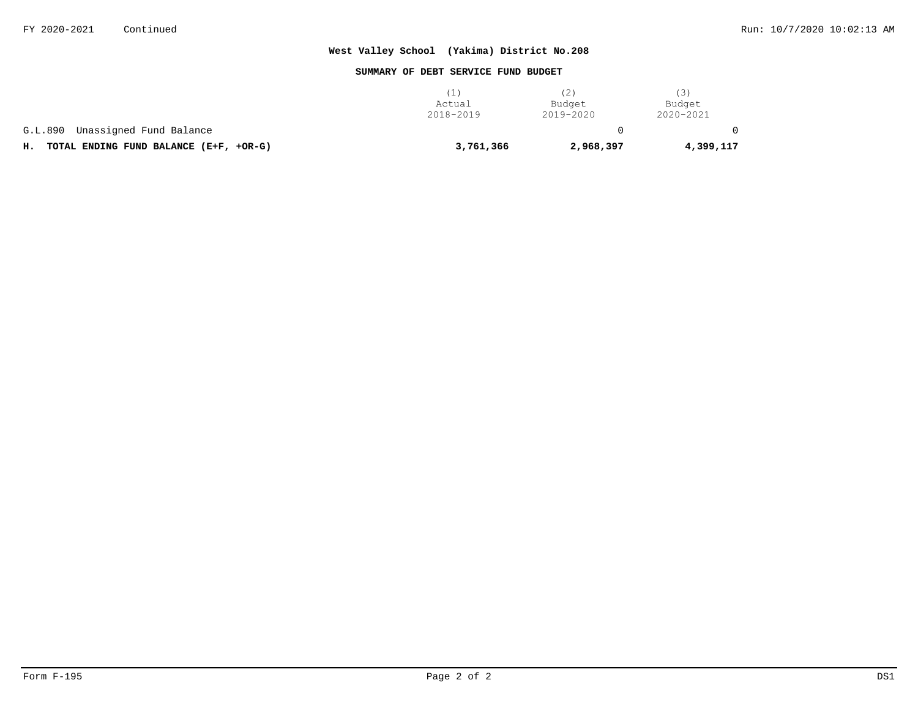**West Valley School (Yakima) District No.208**

**SUMMARY OF DEBT SERVICE FUND BUDGET**

| | (1) Actual 2018-2019 | (2) Budget 2019-2020 | (3) Budget 2020-2021 |
|---|---|---|---|
| G.L.890 Unassigned Fund Balance | | 0 | 0 |
| **H. TOTAL ENDING FUND BALANCE (E+F, +OR-G)** | **3,761,366** | **2,968,397** | **4,399,117** |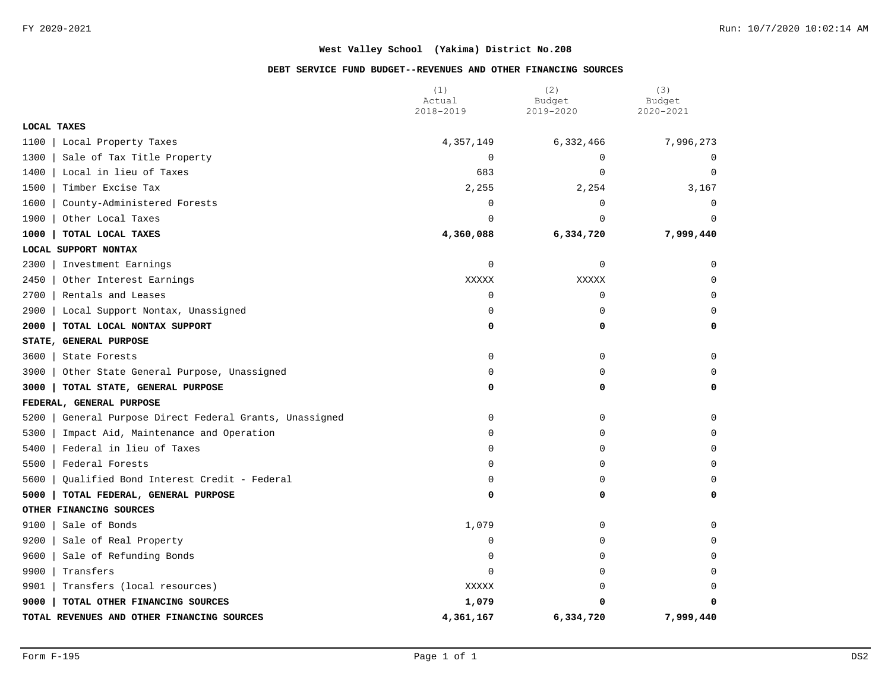FY 2020-2021

## West Valley School (Yakima) District No.208

### DEBT SERVICE FUND BUDGET--REVENUES AND OTHER FINANCING SOURCES

| | (1) Actual 2018-2019 | (2) Budget 2019-2020 | (3) Budget 2020-2021 |
|---|---|---|---|
| **LOCAL TAXES** | | | |
| 1100 \| Local Property Taxes | 4,357,149 | 6,332,466 | 7,996,273 |
| 1300 \| Sale of Tax Title Property | 0 | 0 | 0 |
| 1400 \| Local in lieu of Taxes | 683 | 0 | 0 |
| 1500 \| Timber Excise Tax | 2,255 | 2,254 | 3,167 |
| 1600 \| County-Administered Forests | 0 | 0 | 0 |
| 1900 \| Other Local Taxes | 0 | 0 | 0 |
| **1000 \| TOTAL LOCAL TAXES** | **4,360,088** | **6,334,720** | **7,999,440** |
| **LOCAL SUPPORT NONTAX** | | | |
| 2300 \| Investment Earnings | 0 | 0 | 0 |
| 2450 \| Other Interest Earnings | XXXXX | XXXXX | 0 |
| 2700 \| Rentals and Leases | 0 | 0 | 0 |
| 2900 \| Local Support Nontax, Unassigned | 0 | 0 | 0 |
| **2000 \| TOTAL LOCAL NONTAX SUPPORT** | **0** | **0** | **0** |
| **STATE, GENERAL PURPOSE** | | | |
| 3600 \| State Forests | 0 | 0 | 0 |
| 3900 \| Other State General Purpose, Unassigned | 0 | 0 | 0 |
| **3000 \| TOTAL STATE, GENERAL PURPOSE** | **0** | **0** | **0** |
| **FEDERAL, GENERAL PURPOSE** | | | |
| 5200 \| General Purpose Direct Federal Grants, Unassigned | 0 | 0 | 0 |
| 5300 \| Impact Aid, Maintenance and Operation | 0 | 0 | 0 |
| 5400 \| Federal in lieu of Taxes | 0 | 0 | 0 |
| 5500 \| Federal Forests | 0 | 0 | 0 |
| 5600 \| Qualified Bond Interest Credit - Federal | 0 | 0 | 0 |
| **5000 \| TOTAL FEDERAL, GENERAL PURPOSE** | **0** | **0** | **0** |
| **OTHER FINANCING SOURCES** | | | |
| 9100 \| Sale of Bonds | 1,079 | 0 | 0 |
| 9200 \| Sale of Real Property | 0 | 0 | 0 |
| 9600 \| Sale of Refunding Bonds | 0 | 0 | 0 |
| 9900 \| Transfers | 0 | 0 | 0 |
| 9901 \| Transfers (local resources) | XXXXX | 0 | 0 |
| **9000 \| TOTAL OTHER FINANCING SOURCES** | **1,079** | **0** | **0** |
| **TOTAL REVENUES AND OTHER FINANCING SOURCES** | **4,361,167** | **6,334,720** | **7,999,440** |

Form F-195 DS2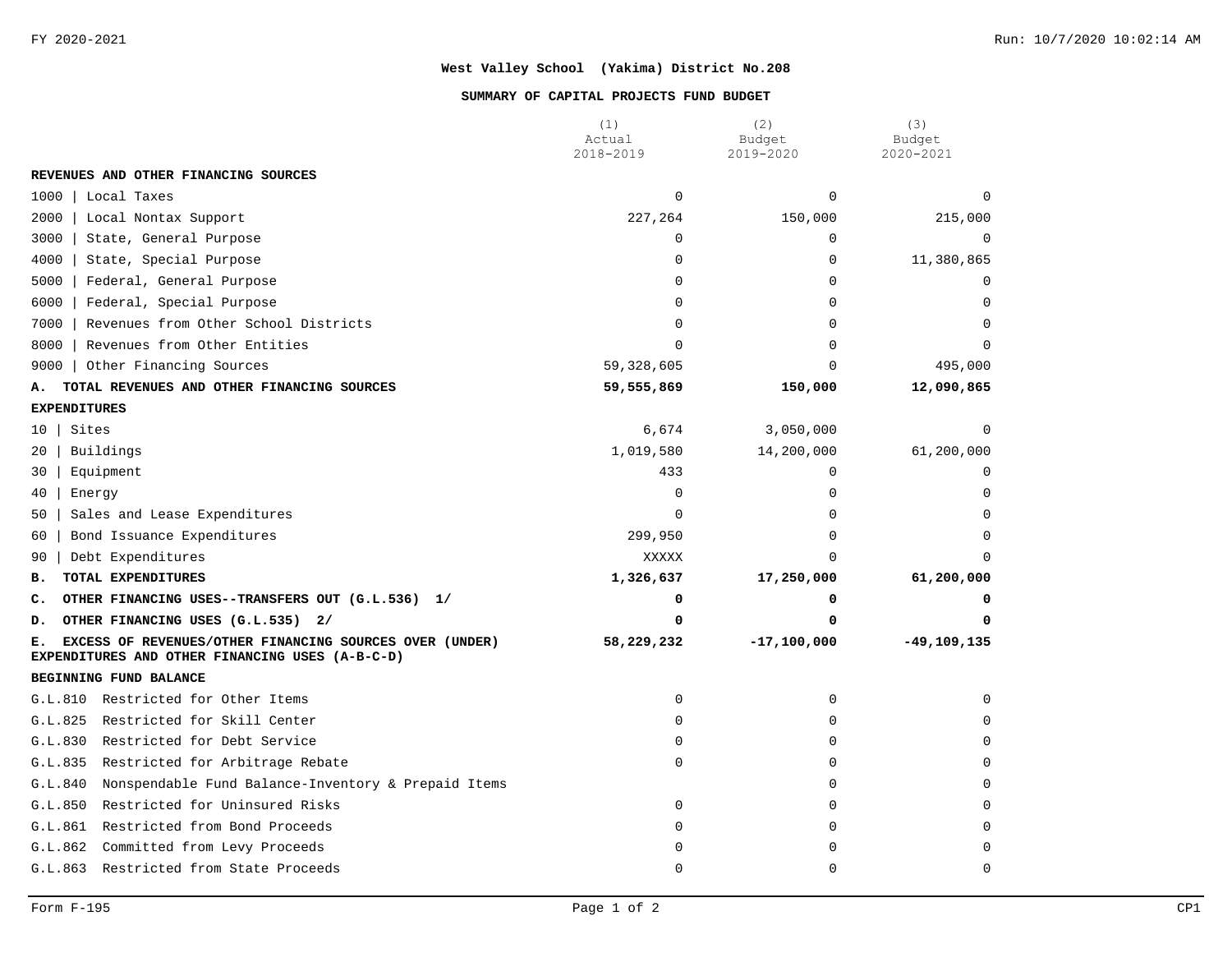# West Valley School (Yakima) District No.208

## SUMMARY OF CAPITAL PROJECTS FUND BUDGET

| | (1) Actual 2018-2019 | (2) Budget 2019-2020 | (3) Budget 2020-2021 |
|---|---|---|---|
| **REVENUES AND OTHER FINANCING SOURCES** | | | |
| 1000 \| Local Taxes | 0 | 0 | 0 |
| 2000 \| Local Nontax Support | 227,264 | 150,000 | 215,000 |
| 3000 \| State, General Purpose | 0 | 0 | 0 |
| 4000 \| State, Special Purpose | 0 | 0 | 11,380,865 |
| 5000 \| Federal, General Purpose | 0 | 0 | 0 |
| 6000 \| Federal, Special Purpose | 0 | 0 | 0 |
| 7000 \| Revenues from Other School Districts | 0 | 0 | 0 |
| 8000 \| Revenues from Other Entities | 0 | 0 | 0 |
| 9000 \| Other Financing Sources | 59,328,605 | 0 | 495,000 |
| **A. TOTAL REVENUES AND OTHER FINANCING SOURCES** | **59,555,869** | **150,000** | **12,090,865** |
| **EXPENDITURES** | | | |
| 10 \| Sites | 6,674 | 3,050,000 | 0 |
| 20 \| Buildings | 1,019,580 | 14,200,000 | 61,200,000 |
| 30 \| Equipment | 433 | 0 | 0 |
| 40 \| Energy | 0 | 0 | 0 |
| 50 \| Sales and Lease Expenditures | 0 | 0 | 0 |
| 60 \| Bond Issuance Expenditures | 299,950 | 0 | 0 |
| 90 \| Debt Expenditures | XXXXX | 0 | 0 |
| **B. TOTAL EXPENDITURES** | **1,326,637** | **17,250,000** | **61,200,000** |
| **C. OTHER FINANCING USES--TRANSFERS OUT (G.L.536) 1/** | **0** | **0** | **0** |
| **D. OTHER FINANCING USES (G.L.535) 2/** | **0** | **0** | **0** |
| **E. EXCESS OF REVENUES/OTHER FINANCING SOURCES OVER (UNDER) EXPENDITURES AND OTHER FINANCING USES (A-B-C-D)** | **58,229,232** | **-17,100,000** | **-49,109,135** |
| **BEGINNING FUND BALANCE** | | | |
| G.L.810 Restricted for Other Items | 0 | 0 | 0 |
| G.L.825 Restricted for Skill Center | 0 | 0 | 0 |
| G.L.830 Restricted for Debt Service | 0 | 0 | 0 |
| G.L.835 Restricted for Arbitrage Rebate | 0 | 0 | 0 |
| G.L.840 Nonspendable Fund Balance-Inventory & Prepaid Items | | 0 | 0 |
| G.L.850 Restricted for Uninsured Risks | 0 | 0 | 0 |
| G.L.861 Restricted from Bond Proceeds | 0 | 0 | 0 |
| G.L.862 Committed from Levy Proceeds | 0 | 0 | 0 |
| G.L.863 Restricted from State Proceeds | 0 | 0 | 0 |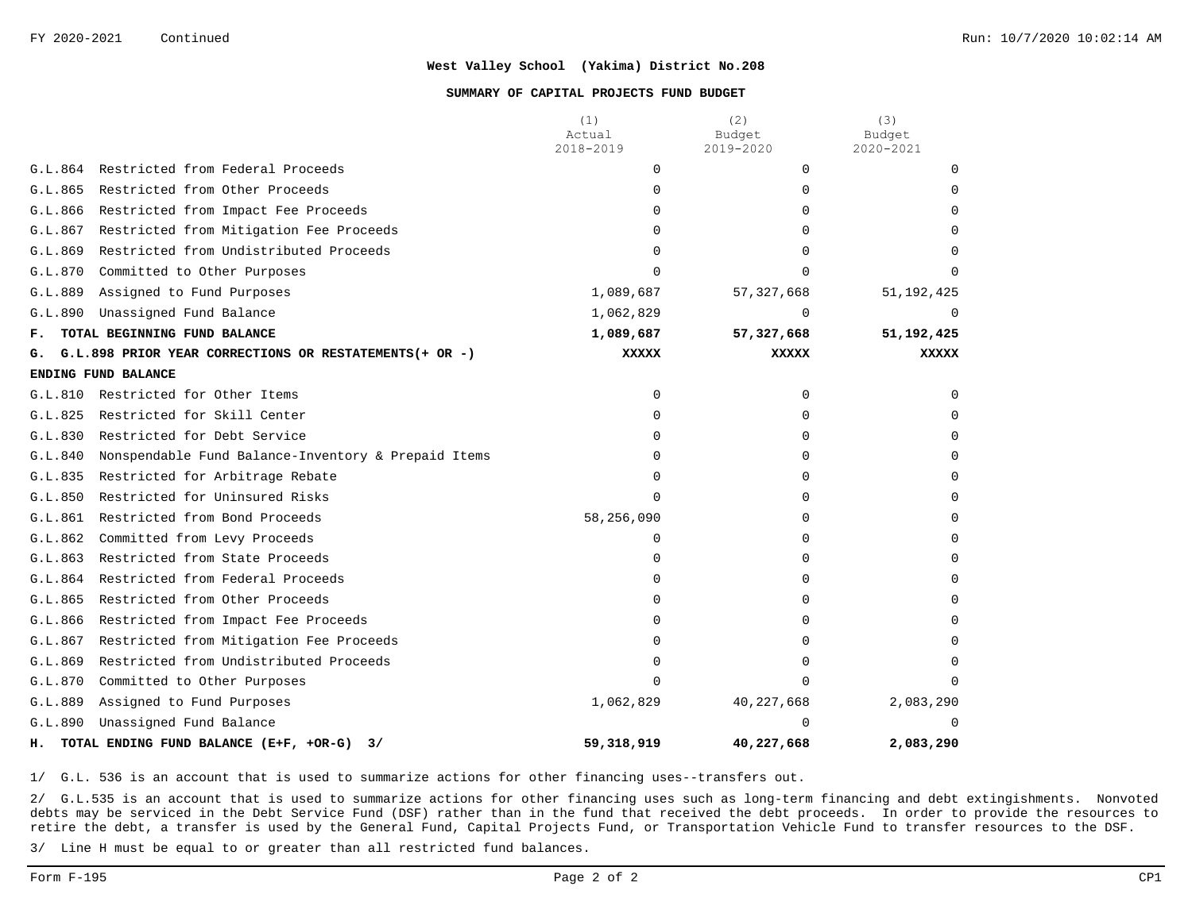FY 2020-2021 Continued

**West Valley School (Yakima) District No.208**

**SUMMARY OF CAPITAL PROJECTS FUND BUDGET**

| | (1) Actual 2018-2019 | (2) Budget 2019-2020 | (3) Budget 2020-2021 |
|---|---|---|---|
| G.L.864 Restricted from Federal Proceeds | 0 | 0 | 0 |
| G.L.865 Restricted from Other Proceeds | 0 | 0 | 0 |
| G.L.866 Restricted from Impact Fee Proceeds | 0 | 0 | 0 |
| G.L.867 Restricted from Mitigation Fee Proceeds | 0 | 0 | 0 |
| G.L.869 Restricted from Undistributed Proceeds | 0 | 0 | 0 |
| G.L.870 Committed to Other Purposes | 0 | 0 | 0 |
| G.L.889 Assigned to Fund Purposes | 1,089,687 | 57,327,668 | 51,192,425 |
| G.L.890 Unassigned Fund Balance | 1,062,829 | 0 | 0 |
| **F. TOTAL BEGINNING FUND BALANCE** | **1,089,687** | **57,327,668** | **51,192,425** |
| **G. G.L.898 PRIOR YEAR CORRECTIONS OR RESTATEMENTS(+ OR -)** | **XXXXX** | **XXXXX** | **XXXXX** |
| **ENDING FUND BALANCE** | | | |
| G.L.810 Restricted for Other Items | 0 | 0 | 0 |
| G.L.825 Restricted for Skill Center | 0 | 0 | 0 |
| G.L.830 Restricted for Debt Service | 0 | 0 | 0 |
| G.L.840 Nonspendable Fund Balance-Inventory & Prepaid Items | 0 | 0 | 0 |
| G.L.835 Restricted for Arbitrage Rebate | 0 | 0 | 0 |
| G.L.850 Restricted for Uninsured Risks | 0 | 0 | 0 |
| G.L.861 Restricted from Bond Proceeds | 58,256,090 | 0 | 0 |
| G.L.862 Committed from Levy Proceeds | 0 | 0 | 0 |
| G.L.863 Restricted from State Proceeds | 0 | 0 | 0 |
| G.L.864 Restricted from Federal Proceeds | 0 | 0 | 0 |
| G.L.865 Restricted from Other Proceeds | 0 | 0 | 0 |
| G.L.866 Restricted from Impact Fee Proceeds | 0 | 0 | 0 |
| G.L.867 Restricted from Mitigation Fee Proceeds | 0 | 0 | 0 |
| G.L.869 Restricted from Undistributed Proceeds | 0 | 0 | 0 |
| G.L.870 Committed to Other Purposes | 0 | 0 | 0 |
| G.L.889 Assigned to Fund Purposes | 1,062,829 | 40,227,668 | 2,083,290 |
| G.L.890 Unassigned Fund Balance | | 0 | 0 |
| **H. TOTAL ENDING FUND BALANCE (E+F, +OR-G) 3/** | **59,318,919** | **40,227,668** | **2,083,290** |

1/ G.L. 536 is an account that is used to summarize actions for other financing uses--transfers out.

2/ G.L.535 is an account that is used to summarize actions for other financing uses such as long-term financing and debt extingishments. Nonvoted debts may be serviced in the Debt Service Fund (DSF) rather than in the fund that received the debt proceeds. In order to provide the resources to retire the debt, a transfer is used by the General Fund, Capital Projects Fund, or Transportation Vehicle Fund to transfer resources to the DSF.

3/ Line H must be equal to or greater than all restricted fund balances.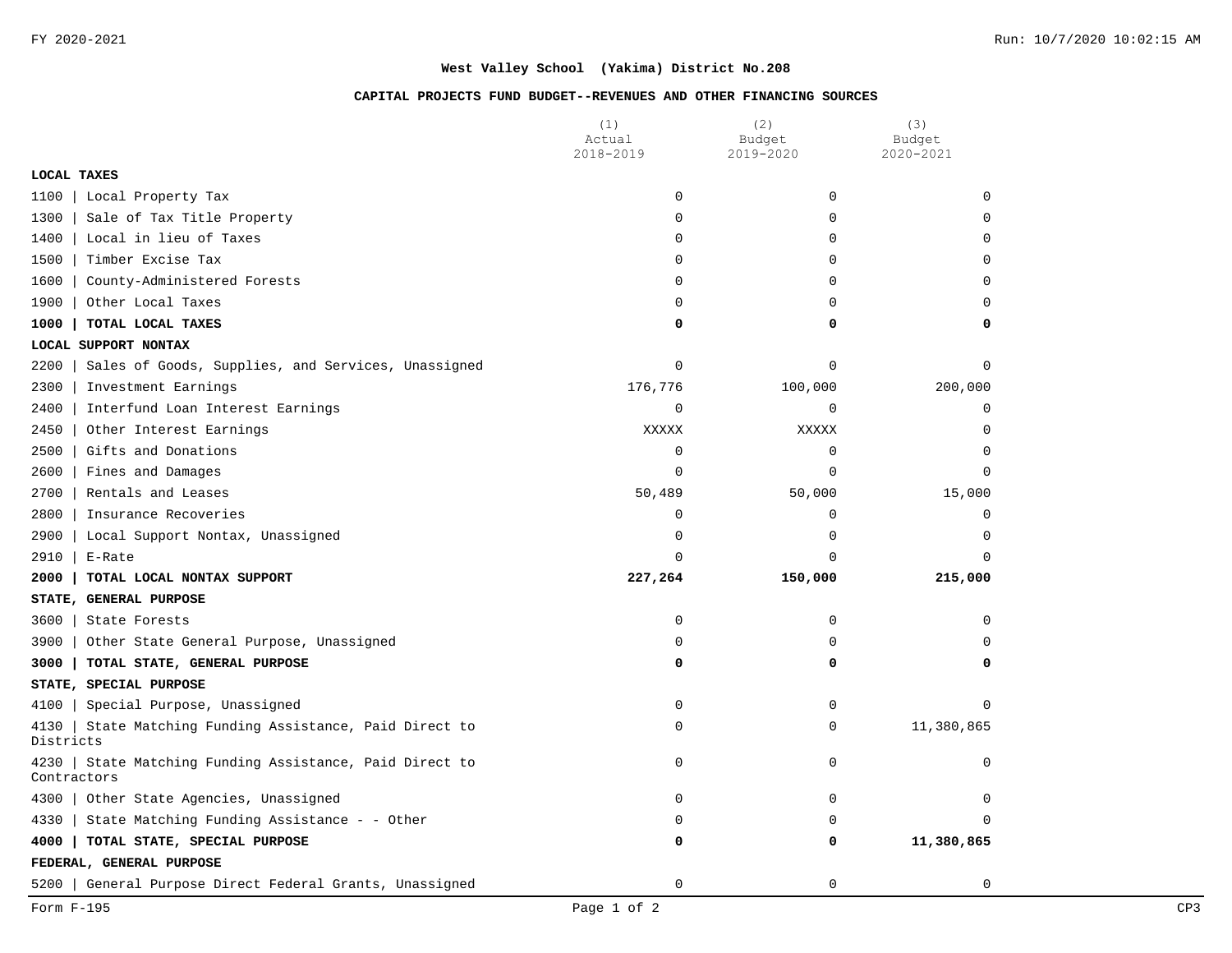**West Valley School (Yakima) District No.208**

**CAPITAL PROJECTS FUND BUDGET--REVENUES AND OTHER FINANCING SOURCES**

| | (1) Actual 2018-2019 | (2) Budget 2019-2020 | (3) Budget 2020-2021 |
|---|---|---|---|
| **LOCAL TAXES** | | | |
| 1100 \| Local Property Tax | 0 | 0 | 0 |
| 1300 \| Sale of Tax Title Property | 0 | 0 | 0 |
| 1400 \| Local in lieu of Taxes | 0 | 0 | 0 |
| 1500 \| Timber Excise Tax | 0 | 0 | 0 |
| 1600 \| County-Administered Forests | 0 | 0 | 0 |
| 1900 \| Other Local Taxes | 0 | 0 | 0 |
| **1000 \| TOTAL LOCAL TAXES** | **0** | **0** | **0** |
| **LOCAL SUPPORT NONTAX** | | | |
| 2200 \| Sales of Goods, Supplies, and Services, Unassigned | 0 | 0 | 0 |
| 2300 \| Investment Earnings | 176,776 | 100,000 | 200,000 |
| 2400 \| Interfund Loan Interest Earnings | 0 | 0 | 0 |
| 2450 \| Other Interest Earnings | XXXXX | XXXXX | 0 |
| 2500 \| Gifts and Donations | 0 | 0 | 0 |
| 2600 \| Fines and Damages | 0 | 0 | 0 |
| 2700 \| Rentals and Leases | 50,489 | 50,000 | 15,000 |
| 2800 \| Insurance Recoveries | 0 | 0 | 0 |
| 2900 \| Local Support Nontax, Unassigned | 0 | 0 | 0 |
| 2910 \| E-Rate | 0 | 0 | 0 |
| **2000 \| TOTAL LOCAL NONTAX SUPPORT** | **227,264** | **150,000** | **215,000** |
| **STATE, GENERAL PURPOSE** | | | |
| 3600 \| State Forests | 0 | 0 | 0 |
| 3900 \| Other State General Purpose, Unassigned | 0 | 0 | 0 |
| **3000 \| TOTAL STATE, GENERAL PURPOSE** | **0** | **0** | **0** |
| **STATE, SPECIAL PURPOSE** | | | |
| 4100 \| Special Purpose, Unassigned | 0 | 0 | 0 |
| 4130 \| State Matching Funding Assistance, Paid Direct to Districts | 0 | 0 | 11,380,865 |
| 4230 \| State Matching Funding Assistance, Paid Direct to Contractors | 0 | 0 | 0 |
| 4300 \| Other State Agencies, Unassigned | 0 | 0 | 0 |
| 4330 \| State Matching Funding Assistance - - Other | 0 | 0 | 0 |
| **4000 \| TOTAL STATE, SPECIAL PURPOSE** | **0** | **0** | **11,380,865** |
| **FEDERAL, GENERAL PURPOSE** | | | |
| 5200 \| General Purpose Direct Federal Grants, Unassigned | 0 | 0 | 0 |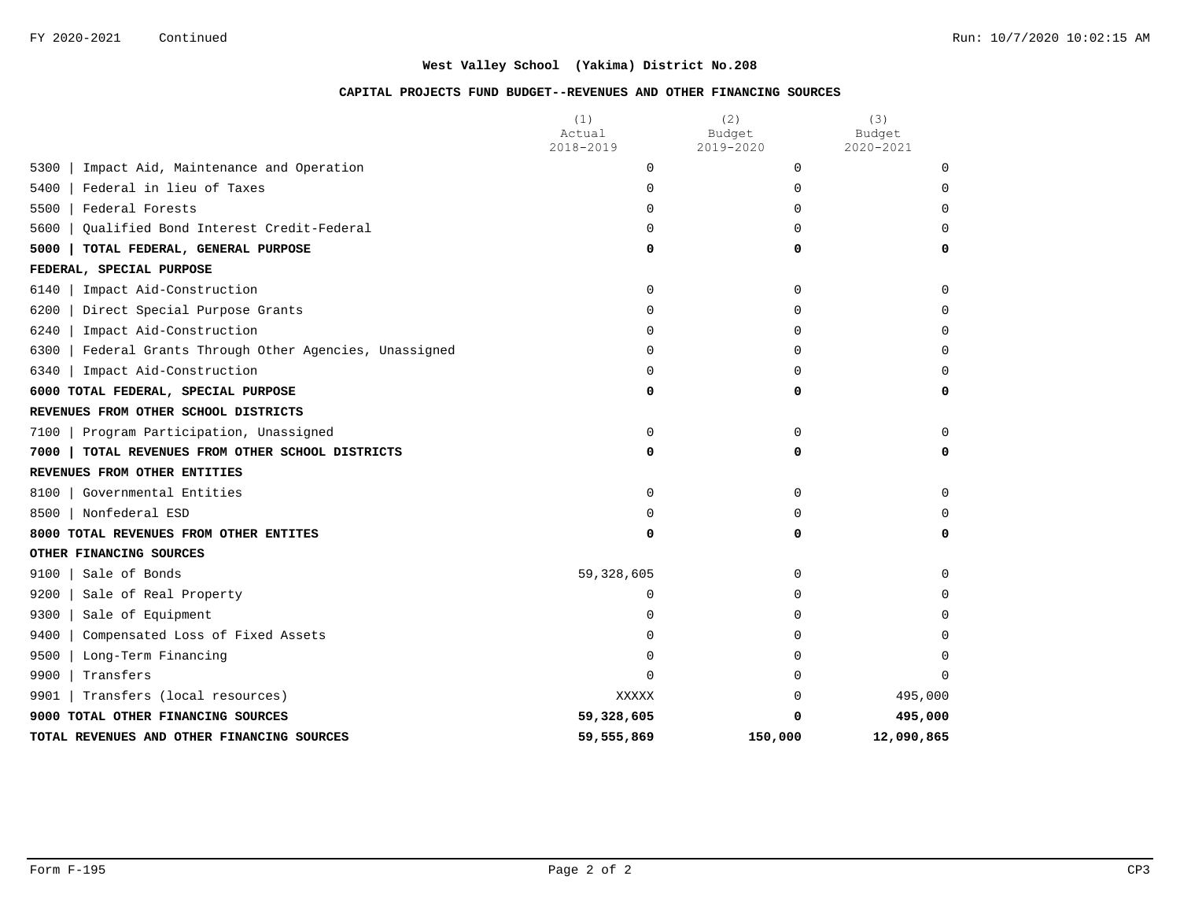**West Valley School (Yakima) District No.208**

**CAPITAL PROJECTS FUND BUDGET--REVENUES AND OTHER FINANCING SOURCES**

| | (1) Actual 2018-2019 | (2) Budget 2019-2020 | (3) Budget 2020-2021 |
|---|---|---|---|
| 5300 \| Impact Aid, Maintenance and Operation | 0 | 0 | 0 |
| 5400 \| Federal in lieu of Taxes | 0 | 0 | 0 |
| 5500 \| Federal Forests | 0 | 0 | 0 |
| 5600 \| Qualified Bond Interest Credit-Federal | 0 | 0 | 0 |
| **5000 \| TOTAL FEDERAL, GENERAL PURPOSE** | **0** | **0** | **0** |
| **FEDERAL, SPECIAL PURPOSE** | | | |
| 6140 \| Impact Aid-Construction | 0 | 0 | 0 |
| 6200 \| Direct Special Purpose Grants | 0 | 0 | 0 |
| 6240 \| Impact Aid-Construction | 0 | 0 | 0 |
| 6300 \| Federal Grants Through Other Agencies, Unassigned | 0 | 0 | 0 |
| 6340 \| Impact Aid-Construction | 0 | 0 | 0 |
| **6000 TOTAL FEDERAL, SPECIAL PURPOSE** | **0** | **0** | **0** |
| **REVENUES FROM OTHER SCHOOL DISTRICTS** | | | |
| 7100 \| Program Participation, Unassigned | 0 | 0 | 0 |
| **7000 \| TOTAL REVENUES FROM OTHER SCHOOL DISTRICTS** | **0** | **0** | **0** |
| **REVENUES FROM OTHER ENTITIES** | | | |
| 8100 \| Governmental Entities | 0 | 0 | 0 |
| 8500 \| Nonfederal ESD | 0 | 0 | 0 |
| **8000 TOTAL REVENUES FROM OTHER ENTITES** | **0** | **0** | **0** |
| **OTHER FINANCING SOURCES** | | | |
| 9100 \| Sale of Bonds | 59,328,605 | 0 | 0 |
| 9200 \| Sale of Real Property | 0 | 0 | 0 |
| 9300 \| Sale of Equipment | 0 | 0 | 0 |
| 9400 \| Compensated Loss of Fixed Assets | 0 | 0 | 0 |
| 9500 \| Long-Term Financing | 0 | 0 | 0 |
| 9900 \| Transfers | 0 | 0 | 0 |
| 9901 \| Transfers (local resources) | XXXXX | 0 | 495,000 |
| **9000 TOTAL OTHER FINANCING SOURCES** | **59,328,605** | **0** | **495,000** |
| **TOTAL REVENUES AND OTHER FINANCING SOURCES** | **59,555,869** | **150,000** | **12,090,865** |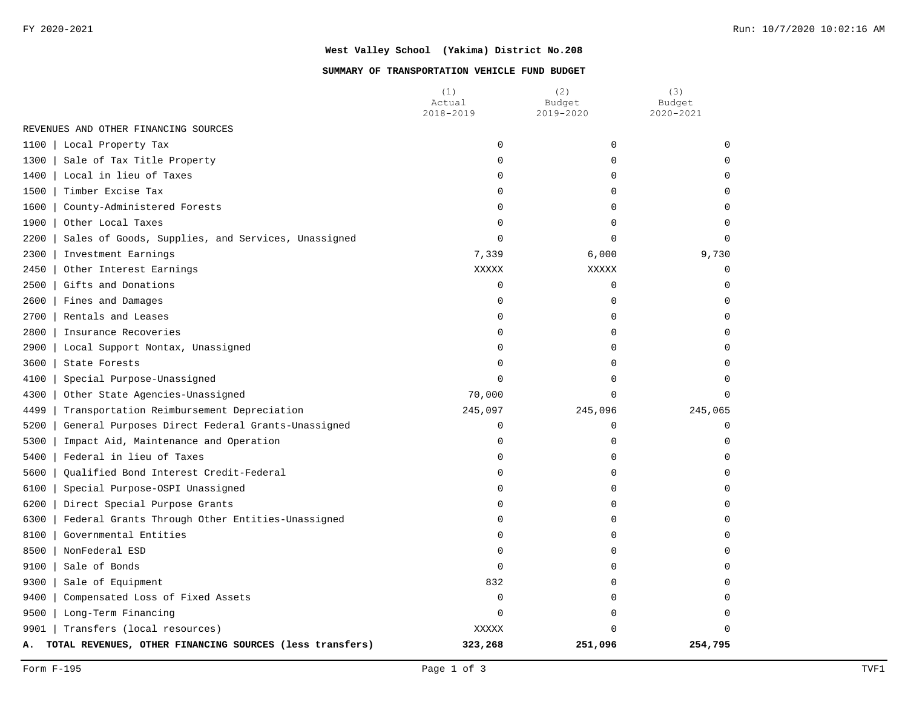**West Valley School (Yakima) District No.208**

**SUMMARY OF TRANSPORTATION VEHICLE FUND BUDGET**

| | (1) Actual 2018-2019 | (2) Budget 2019-2020 | (3) Budget 2020-2021 |
|---|---|---|---|
| REVENUES AND OTHER FINANCING SOURCES | | | |
| 1100 \| Local Property Tax | 0 | 0 | 0 |
| 1300 \| Sale of Tax Title Property | 0 | 0 | 0 |
| 1400 \| Local in lieu of Taxes | 0 | 0 | 0 |
| 1500 \| Timber Excise Tax | 0 | 0 | 0 |
| 1600 \| County-Administered Forests | 0 | 0 | 0 |
| 1900 \| Other Local Taxes | 0 | 0 | 0 |
| 2200 \| Sales of Goods, Supplies, and Services, Unassigned | 0 | 0 | 0 |
| 2300 \| Investment Earnings | 7,339 | 6,000 | 9,730 |
| 2450 \| Other Interest Earnings | XXXXX | XXXXX | 0 |
| 2500 \| Gifts and Donations | 0 | 0 | 0 |
| 2600 \| Fines and Damages | 0 | 0 | 0 |
| 2700 \| Rentals and Leases | 0 | 0 | 0 |
| 2800 \| Insurance Recoveries | 0 | 0 | 0 |
| 2900 \| Local Support Nontax, Unassigned | 0 | 0 | 0 |
| 3600 \| State Forests | 0 | 0 | 0 |
| 4100 \| Special Purpose-Unassigned | 0 | 0 | 0 |
| 4300 \| Other State Agencies-Unassigned | 70,000 | 0 | 0 |
| 4499 \| Transportation Reimbursement Depreciation | 245,097 | 245,096 | 245,065 |
| 5200 \| General Purposes Direct Federal Grants-Unassigned | 0 | 0 | 0 |
| 5300 \| Impact Aid, Maintenance and Operation | 0 | 0 | 0 |
| 5400 \| Federal in lieu of Taxes | 0 | 0 | 0 |
| 5600 \| Qualified Bond Interest Credit-Federal | 0 | 0 | 0 |
| 6100 \| Special Purpose-OSPI Unassigned | 0 | 0 | 0 |
| 6200 \| Direct Special Purpose Grants | 0 | 0 | 0 |
| 6300 \| Federal Grants Through Other Entities-Unassigned | 0 | 0 | 0 |
| 8100 \| Governmental Entities | 0 | 0 | 0 |
| 8500 \| NonFederal ESD | 0 | 0 | 0 |
| 9100 \| Sale of Bonds | 0 | 0 | 0 |
| 9300 \| Sale of Equipment | 832 | 0 | 0 |
| 9400 \| Compensated Loss of Fixed Assets | 0 | 0 | 0 |
| 9500 \| Long-Term Financing | 0 | 0 | 0 |
| 9901 \| Transfers (local resources) | XXXXX | 0 | 0 |
| **A. TOTAL REVENUES, OTHER FINANCING SOURCES (less transfers)** | **323,268** | **251,096** | **254,795** |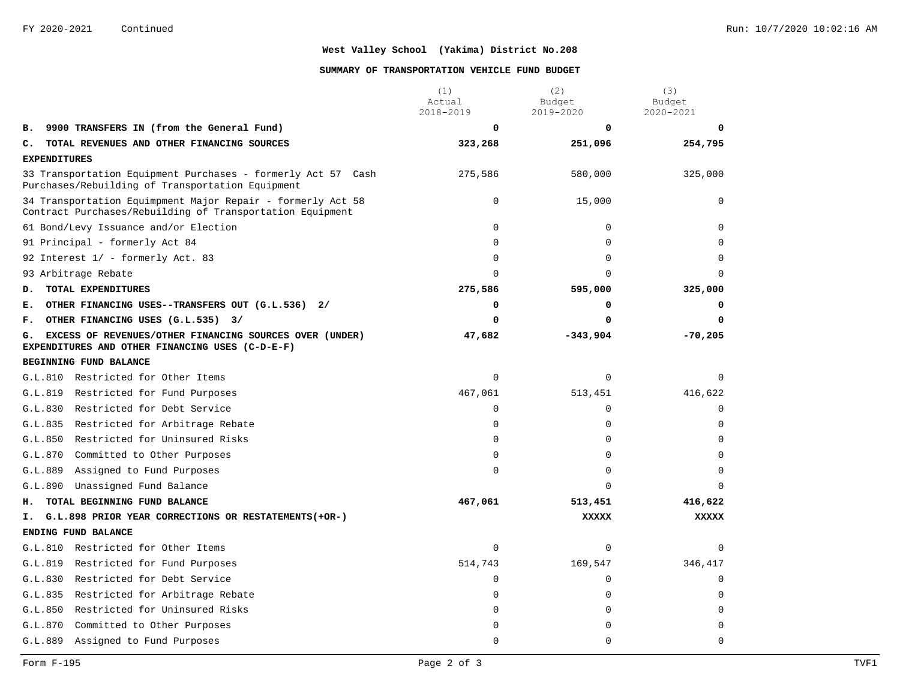FY 2020-2021 Continued

**West Valley School (Yakima) District No.208**

**SUMMARY OF TRANSPORTATION VEHICLE FUND BUDGET**

| | (1) Actual 2018-2019 | (2) Budget 2019-2020 | (3) Budget 2020-2021 |
|---|---|---|---|
| **B. 9900 TRANSFERS IN (from the General Fund)** | **0** | **0** | **0** |
| **C. TOTAL REVENUES AND OTHER FINANCING SOURCES** | **323,268** | **251,096** | **254,795** |
| **EXPENDITURES** | | | |
| 33 Transportation Equipment Purchases - formerly Act 57 Cash Purchases/Rebuilding of Transportation Equipment | 275,586 | 580,000 | 325,000 |
| 34 Transportation Equimpment Major Repair - formerly Act 58 Contract Purchases/Rebuilding of Transportation Equipment | 0 | 15,000 | 0 |
| 61 Bond/Levy Issuance and/or Election | 0 | 0 | 0 |
| 91 Principal - formerly Act 84 | 0 | 0 | 0 |
| 92 Interest 1/ - formerly Act. 83 | 0 | 0 | 0 |
| 93 Arbitrage Rebate | 0 | 0 | 0 |
| **D. TOTAL EXPENDITURES** | **275,586** | **595,000** | **325,000** |
| **E. OTHER FINANCING USES--TRANSFERS OUT (G.L.536) 2/** | **0** | **0** | **0** |
| **F. OTHER FINANCING USES (G.L.535) 3/** | **0** | **0** | **0** |
| **G. EXCESS OF REVENUES/OTHER FINANCING SOURCES OVER (UNDER) EXPENDITURES AND OTHER FINANCING USES (C-D-E-F)** | **47,682** | **-343,904** | **-70,205** |
| **BEGINNING FUND BALANCE** | | | |
| G.L.810 Restricted for Other Items | 0 | 0 | 0 |
| G.L.819 Restricted for Fund Purposes | 467,061 | 513,451 | 416,622 |
| G.L.830 Restricted for Debt Service | 0 | 0 | 0 |
| G.L.835 Restricted for Arbitrage Rebate | 0 | 0 | 0 |
| G.L.850 Restricted for Uninsured Risks | 0 | 0 | 0 |
| G.L.870 Committed to Other Purposes | 0 | 0 | 0 |
| G.L.889 Assigned to Fund Purposes | 0 | 0 | 0 |
| G.L.890 Unassigned Fund Balance | | 0 | 0 |
| **H. TOTAL BEGINNING FUND BALANCE** | **467,061** | **513,451** | **416,622** |
| **I. G.L.898 PRIOR YEAR CORRECTIONS OR RESTATEMENTS(+OR-)** | | **XXXXX** | **XXXXX** |
| **ENDING FUND BALANCE** | | | |
| G.L.810 Restricted for Other Items | 0 | 0 | 0 |
| G.L.819 Restricted for Fund Purposes | 514,743 | 169,547 | 346,417 |
| G.L.830 Restricted for Debt Service | 0 | 0 | 0 |
| G.L.835 Restricted for Arbitrage Rebate | 0 | 0 | 0 |
| G.L.850 Restricted for Uninsured Risks | 0 | 0 | 0 |
| G.L.870 Committed to Other Purposes | 0 | 0 | 0 |
| G.L.889 Assigned to Fund Purposes | 0 | 0 | 0 |

Form F-195 TVF1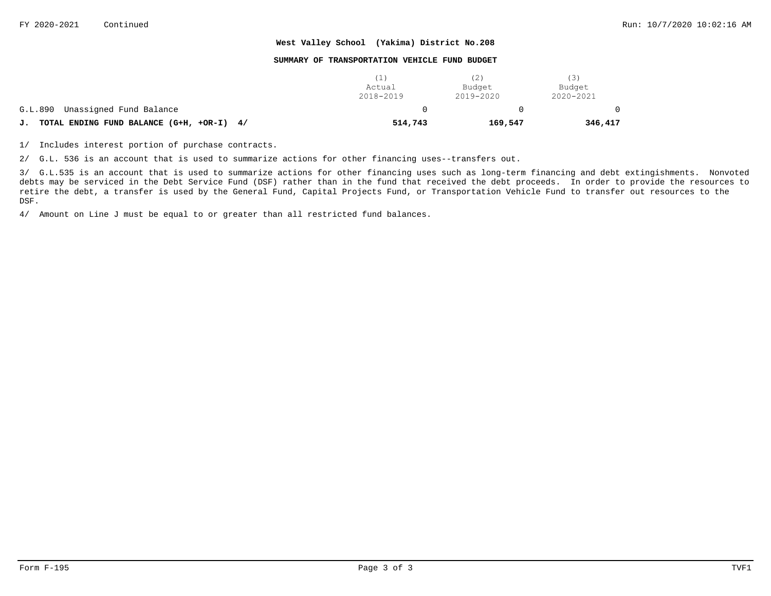**West Valley School (Yakima) District No.208**

**SUMMARY OF TRANSPORTATION VEHICLE FUND BUDGET**

| | (1) Actual 2018-2019 | (2) Budget 2019-2020 | (3) Budget 2020-2021 |
|---|---|---|---|
| G.L.890 Unassigned Fund Balance | 0 | 0 | 0 |
| **J. TOTAL ENDING FUND BALANCE (G+H, +OR-I) 4/** | **514,743** | **169,547** | **346,417** |

1/ Includes interest portion of purchase contracts.

2/ G.L. 536 is an account that is used to summarize actions for other financing uses--transfers out.

3/ G.L.535 is an account that is used to summarize actions for other financing uses such as long-term financing and debt extingishments. Nonvoted debts may be serviced in the Debt Service Fund (DSF) rather than in the fund that received the debt proceeds. In order to provide the resources to retire the debt, a transfer is used by the General Fund, Capital Projects Fund, or Transportation Vehicle Fund to transfer out resources to the DSF.

4/ Amount on Line J must be equal to or greater than all restricted fund balances.